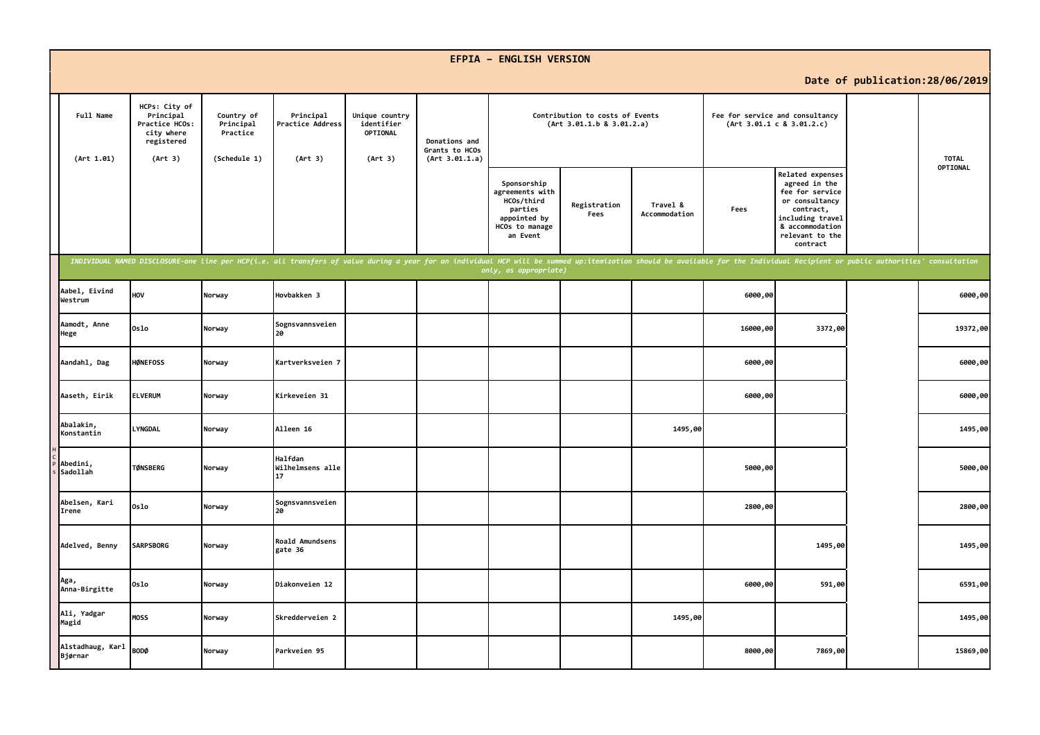# EFPIA - ENGLISH VERSION

**Date of publication:28/06/2019**

| | Full Name (Art 1.01) | HCPs: City of Principal Practice HCOs: city where registered (Art 3) | Country of Principal Practice (Schedule 1) | Principal Practice Address (Art 3) | Unique country identifier OPTIONAL (Art 3) | Donations and Grants to HCOs (Art 3.01.1.a) | Contribution to costs of Events (Art 3.01.1.b & 3.01.2.a) | | | Fee for service and consultancy (Art 3.01.1 c & 3.01.2.c) | | | TOTAL OPTIONAL |
|---|---|---|---|---|---|---|---|---|---|---|---|---|---|
| | | | | | | | Sponsorship agreements with HCOs/third parties appointed by HCOs to manage an Event | Registration Fees | Travel & Accommodation | Fees | Related expenses agreed in the fee for service or consultancy contract, including travel & accommodation relevant to the contract | | |
| | *INDIVIDUAL NAMED DISCLOSURE-one line per HCP(i.e. all transfers of value during a year for an individual HCP will be summed up:itemization should be available for the Individual Recipient or public authorities' consultation only, as appropriate)* | | | | | | | | | | | | |
| HCPs | Aabel, Eivind Westrum | HOV | Norway | Hovbakken 3 | | | | | | 6000,00 | | | 6000,00 |
| | Aamodt, Anne Hege | Oslo | Norway | Sognsvannsveien 20 | | | | | | 16000,00 | 3372,00 | | 19372,00 |
| | Aandahl, Dag | HØNEFOSS | Norway | Kartverksveien 7 | | | | | | 6000,00 | | | 6000,00 |
| | Aaseth, Eirik | ELVERUM | Norway | Kirkeveien 31 | | | | | | 6000,00 | | | 6000,00 |
| | Abalakin, Konstantin | LYNGDAL | Norway | Alleen 16 | | | | | 1495,00 | | | | 1495,00 |
| | Abedini, Sadollah | TØNSBERG | Norway | Halfdan Wilhelmsens alle 17 | | | | | | 5000,00 | | | 5000,00 |
| | Abelsen, Kari Irene | Oslo | Norway | Sognsvannsveien 20 | | | | | | 2800,00 | | | 2800,00 |
| | Adelved, Benny | SARPSBORG | Norway | Roald Amundsens gate 36 | | | | | | | 1495,00 | | 1495,00 |
| | Aga, Anna-Birgitte | Oslo | Norway | Diakonveien 12 | | | | | | 6000,00 | 591,00 | | 6591,00 |
| | Ali, Yadgar Magid | MOSS | Norway | Skredderveien 2 | | | | | 1495,00 | | | | 1495,00 |
| | Alstadhaug, Karl Bjørnar | BODØ | Norway | Parkveien 95 | | | | | | 8000,00 | 7869,00 | | 15869,00 |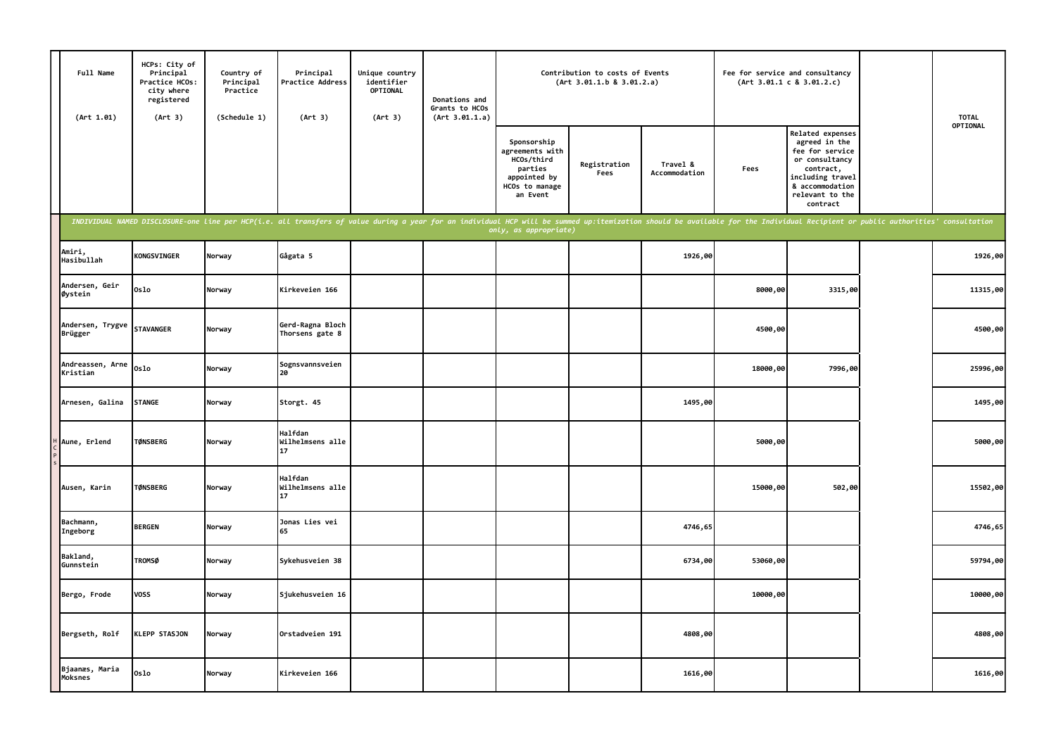| Full Name (Art 1.01) | HCPs: City of Principal Practice HCOs: city where registered (Art 3) | Country of Principal Practice (Schedule 1) | Principal Practice Address (Art 3) | Unique country identifier OPTIONAL (Art 3) | Donations and Grants to HCOs (Art 3.01.1.a) | Contribution to costs of Events (Art 3.01.1.b & 3.01.2.a) | | | Fee for service and consultancy (Art 3.01.1 c & 3.01.2.c) | | | TOTAL OPTIONAL |
|---|---|---|---|---|---|---|---|---|---|---|---|---|
| | | | | | | Sponsorship agreements with HCOs/third parties appointed by HCOs to manage an Event | Registration Fees | Travel & Accommodation | Fees | Related expenses agreed in the fee for service or consultancy contract, including travel & accommodation relevant to the contract | | |
| *INDIVIDUAL NAMED DISCLOSURE-one line per HCP(i.e. all transfers of value during a year for an individual HCP will be summed up:itemization should be available for the Individual Recipient or public authorities' consultation only, as appropriate)* | | | | | | | | | | | | |
| Amiri, Hasibullah | KONGSVINGER | Norway | Gågata 5 | | | | | 1926,00 | | | | 1926,00 |
| Andersen, Geir Øystein | Oslo | Norway | Kirkeveien 166 | | | | | | 8000,00 | 3315,00 | | 11315,00 |
| Andersen, Trygve Brügger | STAVANGER | Norway | Gerd-Ragna Bloch Thorsens gate 8 | | | | | | 4500,00 | | | 4500,00 |
| Andreassen, Arne Kristian | Oslo | Norway | Sognsvannsveien 20 | | | | | | 18000,00 | 7996,00 | | 25996,00 |
| Arnesen, Galina | STANGE | Norway | Storgt. 45 | | | | | 1495,00 | | | | 1495,00 |
| Aune, Erlend | TØNSBERG | Norway | Halfdan Wilhelmsens alle 17 | | | | | | 5000,00 | | | 5000,00 |
| Ausen, Karin | TØNSBERG | Norway | Halfdan Wilhelmsens alle 17 | | | | | | 15000,00 | 502,00 | | 15502,00 |
| Bachmann, Ingeborg | BERGEN | Norway | Jonas Lies vei 65 | | | | | 4746,65 | | | | 4746,65 |
| Bakland, Gunnstein | TROMSØ | Norway | Sykehusveien 38 | | | | | 6734,00 | 53060,00 | | | 59794,00 |
| Bergo, Frode | VOSS | Norway | Sjukehusveien 16 | | | | | | 10000,00 | | | 10000,00 |
| Bergseth, Rolf | KLEPP STASJON | Norway | Orstadveien 191 | | | | | 4808,00 | | | | 4808,00 |
| Bjaanæs, Maria Moksnes | Oslo | Norway | Kirkeveien 166 | | | | | 1616,00 | | | | 1616,00 |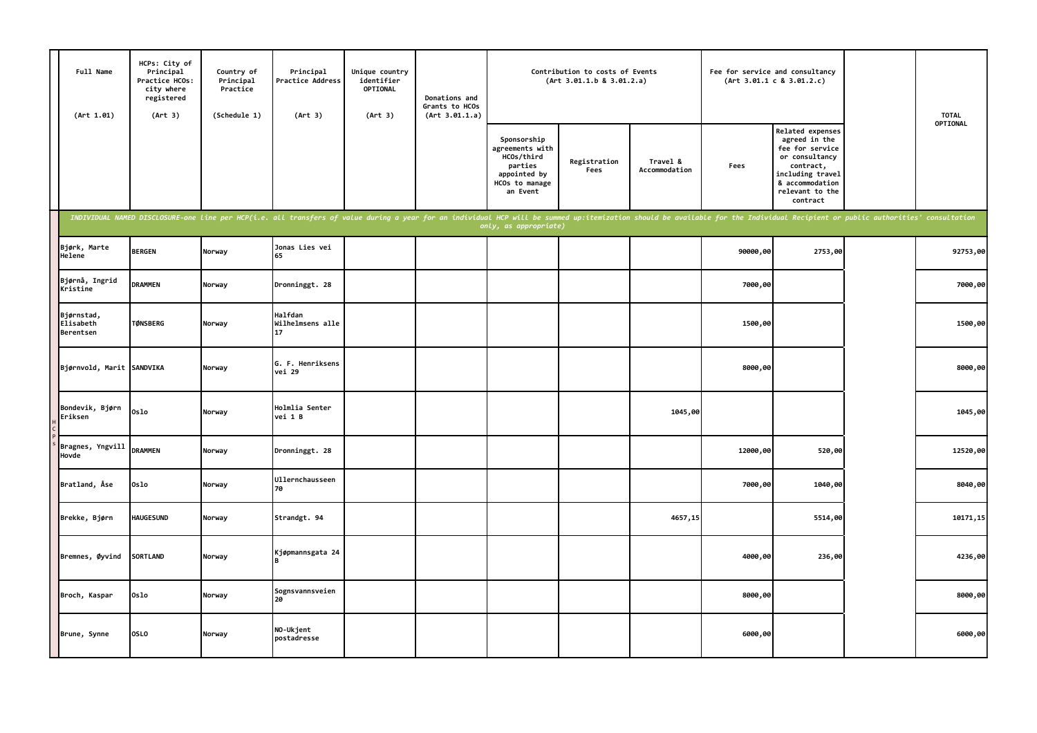| Full Name (Art 1.01) | HCPs: City of Principal Practice HCOs: city where registered (Art 3) | Country of Principal Practice (Schedule 1) | Principal Practice Address (Art 3) | Unique country identifier OPTIONAL (Art 3) | Donations and Grants to HCOs (Art 3.01.1.a) | Contribution to costs of Events (Art 3.01.1.b & 3.01.2.a) | | | Fee for service and consultancy (Art 3.01.1 c & 3.01.2.c) | | | TOTAL OPTIONAL |
|---|---|---|---|---|---|---|---|---|---|---|---|---|
| | | | | | | Sponsorship agreements with HCOs/third parties appointed by HCOs to manage an Event | Registration Fees | Travel & Accommodation | Fees | Related expenses agreed in the fee for service or consultancy contract, including travel & accommodation relevant to the contract | | |
| *INDIVIDUAL NAMED DISCLOSURE-one line per HCP(i.e. all transfers of value during a year for an individual HCP will be summed up:itemization should be available for the Individual Recipient or public authorities' consultation only, as appropriate)* | | | | | | | | | | | | |
| Bjørk, Marte Helene | BERGEN | Norway | Jonas Lies vei 65 | | | | | | 90000,00 | 2753,00 | | 92753,00 |
| Bjørnå, Ingrid Kristine | DRAMMEN | Norway | Dronninggt. 28 | | | | | | 7000,00 | | | 7000,00 |
| Bjørnstad, Elisabeth Berentsen | TØNSBERG | Norway | Halfdan Wilhelmsens alle 17 | | | | | | 1500,00 | | | 1500,00 |
| Bjørnvold, Marit | SANDVIKA | Norway | G. F. Henriksens vei 29 | | | | | | 8000,00 | | | 8000,00 |
| Bondevik, Bjørn Eriksen | Oslo | Norway | Holmlia Senter vei 1 B | | | | | 1045,00 | | | | 1045,00 |
| Bragnes, Yngvill Hovde | DRAMMEN | Norway | Dronninggt. 28 | | | | | | 12000,00 | 520,00 | | 12520,00 |
| Bratland, Åse | Oslo | Norway | Ullernchausseen 70 | | | | | | 7000,00 | 1040,00 | | 8040,00 |
| Brekke, Bjørn | HAUGESUND | Norway | Strandgt. 94 | | | | | 4657,15 | | 5514,00 | | 10171,15 |
| Bremnes, Øyvind | SORTLAND | Norway | Kjøpmannsgata 24 B | | | | | | 4000,00 | 236,00 | | 4236,00 |
| Broch, Kaspar | Oslo | Norway | Sognsvannsveien 20 | | | | | | 8000,00 | | | 8000,00 |
| Brune, Synne | OSLO | Norway | NO-Ukjent postadresse | | | | | | 6000,00 | | | 6000,00 |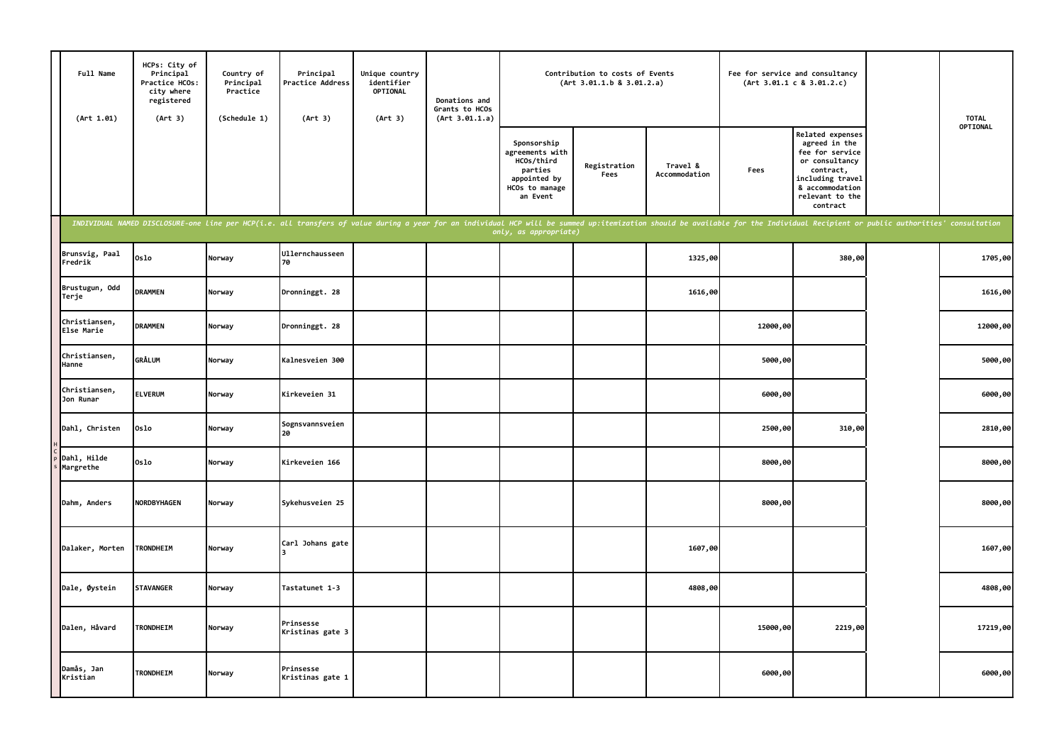| Full Name (Art 1.01) | HCPs: City of Principal Practice HCOs: city where registered (Art 3) | Country of Principal Practice (Schedule 1) | Principal Practice Address (Art 3) | Unique country identifier OPTIONAL (Art 3) | Donations and Grants to HCOs (Art 3.01.1.a) | Contribution to costs of Events (Art 3.01.1.b & 3.01.2.a) | | | Fee for service and consultancy (Art 3.01.1 c & 3.01.2.c) | | | TOTAL OPTIONAL |
|---|---|---|---|---|---|---|---|---|---|---|---|---|
| | | | | | | Sponsorship agreements with HCOs/third parties appointed by HCOs to manage an Event | Registration Fees | Travel & Accommodation | Fees | Related expenses agreed in the fee for service or consultancy contract, including travel & accommodation relevant to the contract | | |
| *INDIVIDUAL NAMED DISCLOSURE-one line per HCP(i.e. all transfers of value during a year for an individual HCP will be summed up:itemization should be available for the Individual Recipient or public authorities' consultation only, as appropriate)* | | | | | | | | | | | | |
| Brunsvig, Paal Fredrik | Oslo | Norway | Ullernchausseen 70 | | | | | 1325,00 | | 380,00 | | 1705,00 |
| Brustugun, Odd Terje | DRAMMEN | Norway | Dronninggt. 28 | | | | | 1616,00 | | | | 1616,00 |
| Christiansen, Else Marie | DRAMMEN | Norway | Dronninggt. 28 | | | | | | 12000,00 | | | 12000,00 |
| Christiansen, Hanne | GRÅLUM | Norway | Kalnesveien 300 | | | | | | 5000,00 | | | 5000,00 |
| Christiansen, Jon Runar | ELVERUM | Norway | Kirkeveien 31 | | | | | | 6000,00 | | | 6000,00 |
| Dahl, Christen | Oslo | Norway | Sognsvannsveien 20 | | | | | | 2500,00 | 310,00 | | 2810,00 |
| Dahl, Hilde Margrethe | Oslo | Norway | Kirkeveien 166 | | | | | | 8000,00 | | | 8000,00 |
| Dahm, Anders | NORDBYHAGEN | Norway | Sykehusveien 25 | | | | | | 8000,00 | | | 8000,00 |
| Dalaker, Morten | TRONDHEIM | Norway | Carl Johans gate 3 | | | | | 1607,00 | | | | 1607,00 |
| Dale, Øystein | STAVANGER | Norway | Tastatunet 1-3 | | | | | 4808,00 | | | | 4808,00 |
| Dalen, Håvard | TRONDHEIM | Norway | Prinsesse Kristinas gate 3 | | | | | | 15000,00 | 2219,00 | | 17219,00 |
| Damås, Jan Kristian | TRONDHEIM | Norway | Prinsesse Kristinas gate 1 | | | | | | 6000,00 | | | 6000,00 |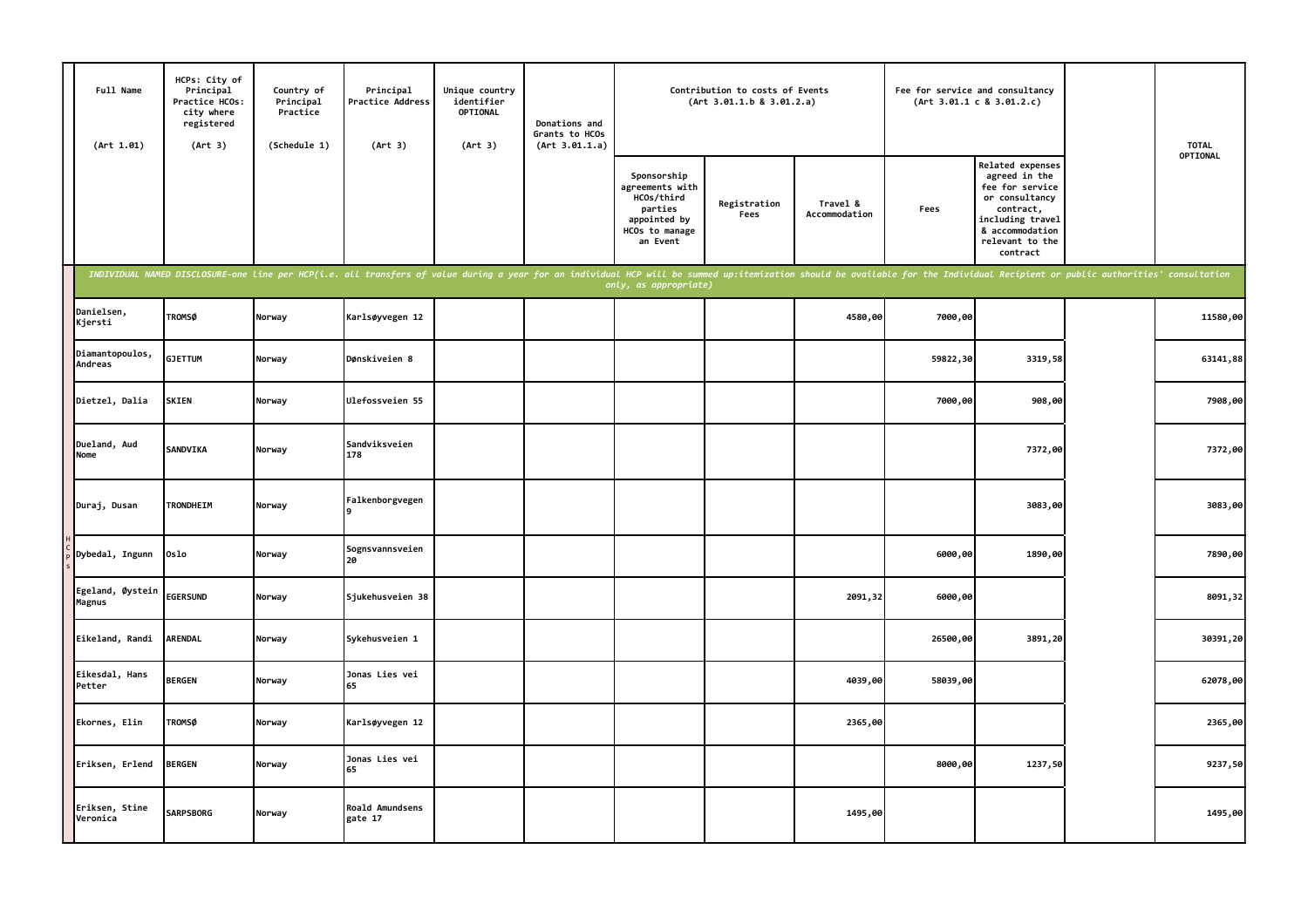| Full Name (Art 1.01) | HCPs: City of Principal Practice HCOs: city where registered (Art 3) | Country of Principal Practice (Schedule 1) | Principal Practice Address (Art 3) | Unique country identifier OPTIONAL (Art 3) | Donations and Grants to HCOs (Art 3.01.1.a) | Contribution to costs of Events (Art 3.01.1.b & 3.01.2.a) | | | Fee for service and consultancy (Art 3.01.1 c & 3.01.2.c) | | | TOTAL OPTIONAL |
|---|---|---|---|---|---|---|---|---|---|---|---|---|
| | | | | | | Sponsorship agreements with HCOs/third parties appointed by HCOs to manage an Event | Registration Fees | Travel & Accommodation | Fees | Related expenses agreed in the fee for service or consultancy contract, including travel & accommodation relevant to the contract | | |
| *INDIVIDUAL NAMED DISCLOSURE-one line per HCP(i.e. all transfers of value during a year for an individual HCP will be summed up:itemization should be available for the Individual Recipient or public authorities' consultation only, as appropriate)* | | | | | | | | | | | | |
| Danielsen, Kjersti | TROMSØ | Norway | Karlsøyvegen 12 | | | | | 4580,00 | 7000,00 | | | 11580,00 |
| Diamantopoulos, Andreas | GJETTUM | Norway | Dønskiveien 8 | | | | | | 59822,30 | 3319,58 | | 63141,88 |
| Dietzel, Dalia | SKIEN | Norway | Ulefossveien 55 | | | | | | 7000,00 | 908,00 | | 7908,00 |
| Dueland, Aud Nome | SANDVIKA | Norway | Sandviksveien 178 | | | | | | | 7372,00 | | 7372,00 |
| Duraj, Dusan | TRONDHEIM | Norway | Falkenborgvegen 9 | | | | | | | 3083,00 | | 3083,00 |
| Dybedal, Ingunn | Oslo | Norway | Sognsvannsveien 20 | | | | | | 6000,00 | 1890,00 | | 7890,00 |
| Egeland, Øystein Magnus | EGERSUND | Norway | Sjukehusveien 38 | | | | | 2091,32 | 6000,00 | | | 8091,32 |
| Eikeland, Randi | ARENDAL | Norway | Sykehusveien 1 | | | | | | 26500,00 | 3891,20 | | 30391,20 |
| Eikesdal, Hans Petter | BERGEN | Norway | Jonas Lies vei 65 | | | | | 4039,00 | 58039,00 | | | 62078,00 |
| Ekornes, Elin | TROMSØ | Norway | Karlsøyvegen 12 | | | | | 2365,00 | | | | 2365,00 |
| Eriksen, Erlend | BERGEN | Norway | Jonas Lies vei 65 | | | | | | 8000,00 | 1237,50 | | 9237,50 |
| Eriksen, Stine Veronica | SARPSBORG | Norway | Roald Amundsens gate 17 | | | | | 1495,00 | | | | 1495,00 |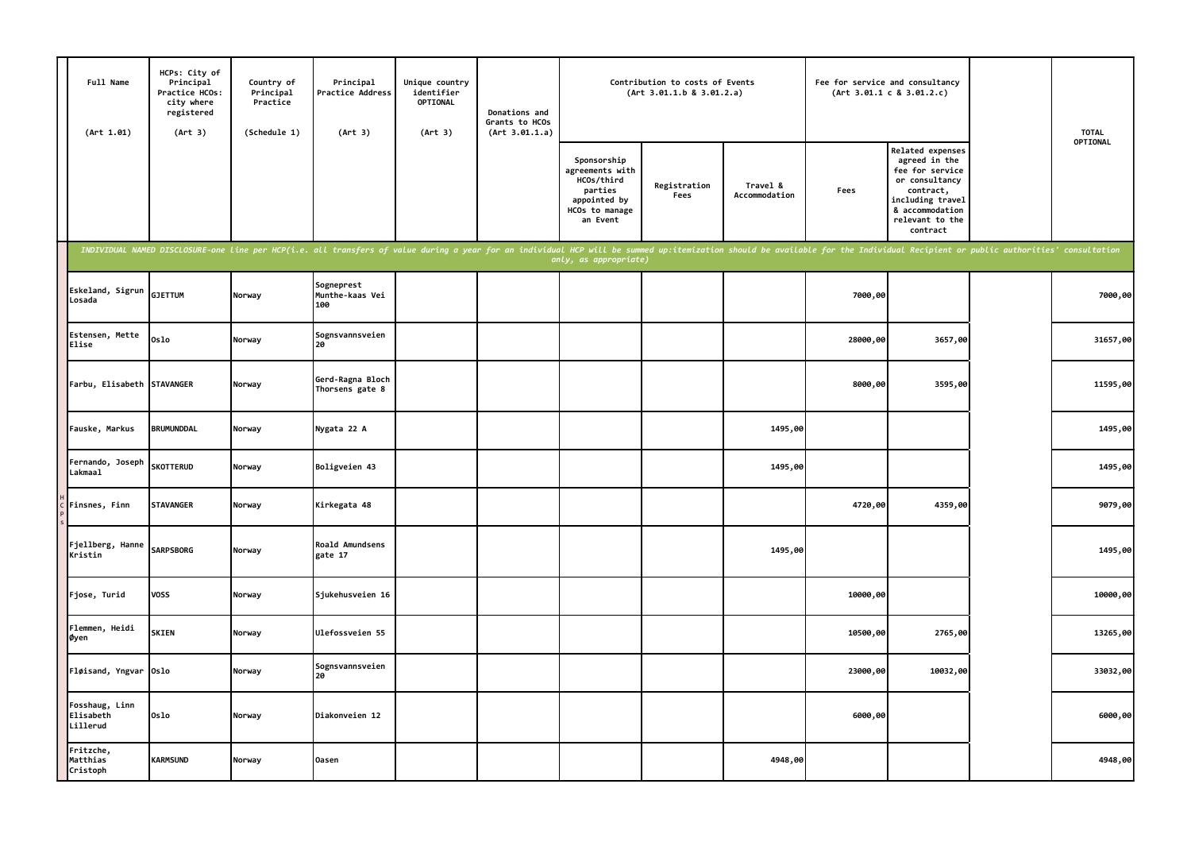| Full Name (Art 1.01) | HCPs: City of Principal Practice HCOs: city where registered (Art 3) | Country of Principal Practice (Schedule 1) | Principal Practice Address (Art 3) | Unique country identifier OPTIONAL (Art 3) | Donations and Grants to HCOs (Art 3.01.1.a) | Contribution to costs of Events (Art 3.01.1.b & 3.01.2.a) | | | Fee for service and consultancy (Art 3.01.1 c & 3.01.2.c) | | | TOTAL OPTIONAL |
|---|---|---|---|---|---|---|---|---|---|---|---|---|
| | | | | | | Sponsorship agreements with HCOs/third parties appointed by HCOs to manage an Event | Registration Fees | Travel & Accommodation | Fees | Related expenses agreed in the fee for service or consultancy contract, including travel & accommodation relevant to the contract | | |
| *INDIVIDUAL NAMED DISCLOSURE-one line per HCP(i.e. all transfers of value during a year for an individual HCP will be summed up:itemization should be available for the Individual Recipient or public authorities' consultation only, as appropriate)* | | | | | | | | | | | | |
| Eskeland, Sigrun Losada | GJETTUM | Norway | Sogneprest Munthe-kaas Vei 100 | | | | | | 7000,00 | | | 7000,00 |
| Estensen, Mette Elise | Oslo | Norway | Sognsvannsveien 20 | | | | | | 28000,00 | 3657,00 | | 31657,00 |
| Farbu, Elisabeth | STAVANGER | Norway | Gerd-Ragna Bloch Thorsens gate 8 | | | | | | 8000,00 | 3595,00 | | 11595,00 |
| Fauske, Markus | BRUMUNDDAL | Norway | Nygata 22 A | | | | | 1495,00 | | | | 1495,00 |
| Fernando, Joseph Lakmaal | SKOTTERUD | Norway | Boligveien 43 | | | | | 1495,00 | | | | 1495,00 |
| Finsnes, Finn | STAVANGER | Norway | Kirkegata 48 | | | | | | 4720,00 | 4359,00 | | 9079,00 |
| Fjellberg, Hanne Kristin | SARPSBORG | Norway | Roald Amundsens gate 17 | | | | | 1495,00 | | | | 1495,00 |
| Fjose, Turid | VOSS | Norway | Sjukehusveien 16 | | | | | | 10000,00 | | | 10000,00 |
| Flemmen, Heidi Øyen | SKIEN | Norway | Ulefossveien 55 | | | | | | 10500,00 | 2765,00 | | 13265,00 |
| Fløisand, Yngvar | Oslo | Norway | Sognsvannsveien 20 | | | | | | 23000,00 | 10032,00 | | 33032,00 |
| Fosshaug, Linn Elisabeth Lillerud | Oslo | Norway | Diakonveien 12 | | | | | | 6000,00 | | | 6000,00 |
| Fritzche, Matthias Cristoph | KARMSUND | Norway | Oasen | | | | | 4948,00 | | | | 4948,00 |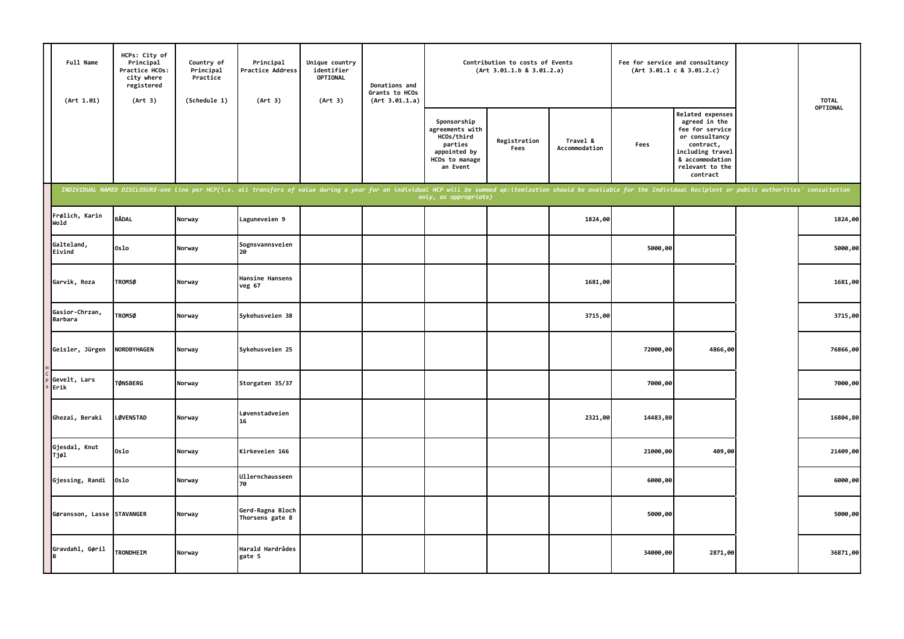| Full Name (Art 1.01) | HCPs: City of Principal Practice HCOs: city where registered (Art 3) | Country of Principal Practice (Schedule 1) | Principal Practice Address (Art 3) | Unique country identifier OPTIONAL (Art 3) | Donations and Grants to HCOs (Art 3.01.1.a) | Contribution to costs of Events (Art 3.01.1.b & 3.01.2.a) | | | Fee for service and consultancy (Art 3.01.1 c & 3.01.2.c) | | | TOTAL OPTIONAL |
|---|---|---|---|---|---|---|---|---|---|---|---|---|
| | | | | | | Sponsorship agreements with HCOs/third parties appointed by HCOs to manage an Event | Registration Fees | Travel & Accommodation | Fees | Related expenses agreed in the fee for service or consultancy contract, including travel & accommodation relevant to the contract | | |
| *INDIVIDUAL NAMED DISCLOSURE-one line per HCP(i.e. all transfers of value during a year for an individual HCP will be summed up:itemization should be available for the Individual Recipient or public authorities' consultation only, as appropriate)* | | | | | | | | | | | | |
| Frølich, Karin Wold | RÅDAL | Norway | Laguneveien 9 | | | | | 1824,00 | | | | 1824,00 |
| Galteland, Eivind | Oslo | Norway | Sognsvannsveien 20 | | | | | | 5000,00 | | | 5000,00 |
| Garvik, Roza | TROMSØ | Norway | Hansine Hansens veg 67 | | | | | 1681,00 | | | | 1681,00 |
| Gasior-Chrzan, Barbara | TROMSØ | Norway | Sykehusveien 38 | | | | | 3715,00 | | | | 3715,00 |
| Geisler, Jürgen | NORDBYHAGEN | Norway | Sykehusveien 25 | | | | | | 72000,00 | 4866,00 | | 76866,00 |
| Gevelt, Lars Erik | TØNSBERG | Norway | Storgaten 35/37 | | | | | | 7000,00 | | | 7000,00 |
| Ghezai, Beraki | LØVENSTAD | Norway | Løvenstadveien 16 | | | | | 2321,00 | 14483,80 | | | 16804,80 |
| Gjesdal, Knut Tjøl | Oslo | Norway | Kirkeveien 166 | | | | | | 21000,00 | 409,00 | | 21409,00 |
| Gjessing, Randi | Oslo | Norway | Ullernchausseen 70 | | | | | | 6000,00 | | | 6000,00 |
| Gøransson, Lasse | STAVANGER | Norway | Gerd-Ragna Bloch Thorsens gate 8 | | | | | | 5000,00 | | | 5000,00 |
| Gravdahl, Gøril B | TRONDHEIM | Norway | Harald Hardrådes gate 5 | | | | | | 34000,00 | 2871,00 | | 36871,00 |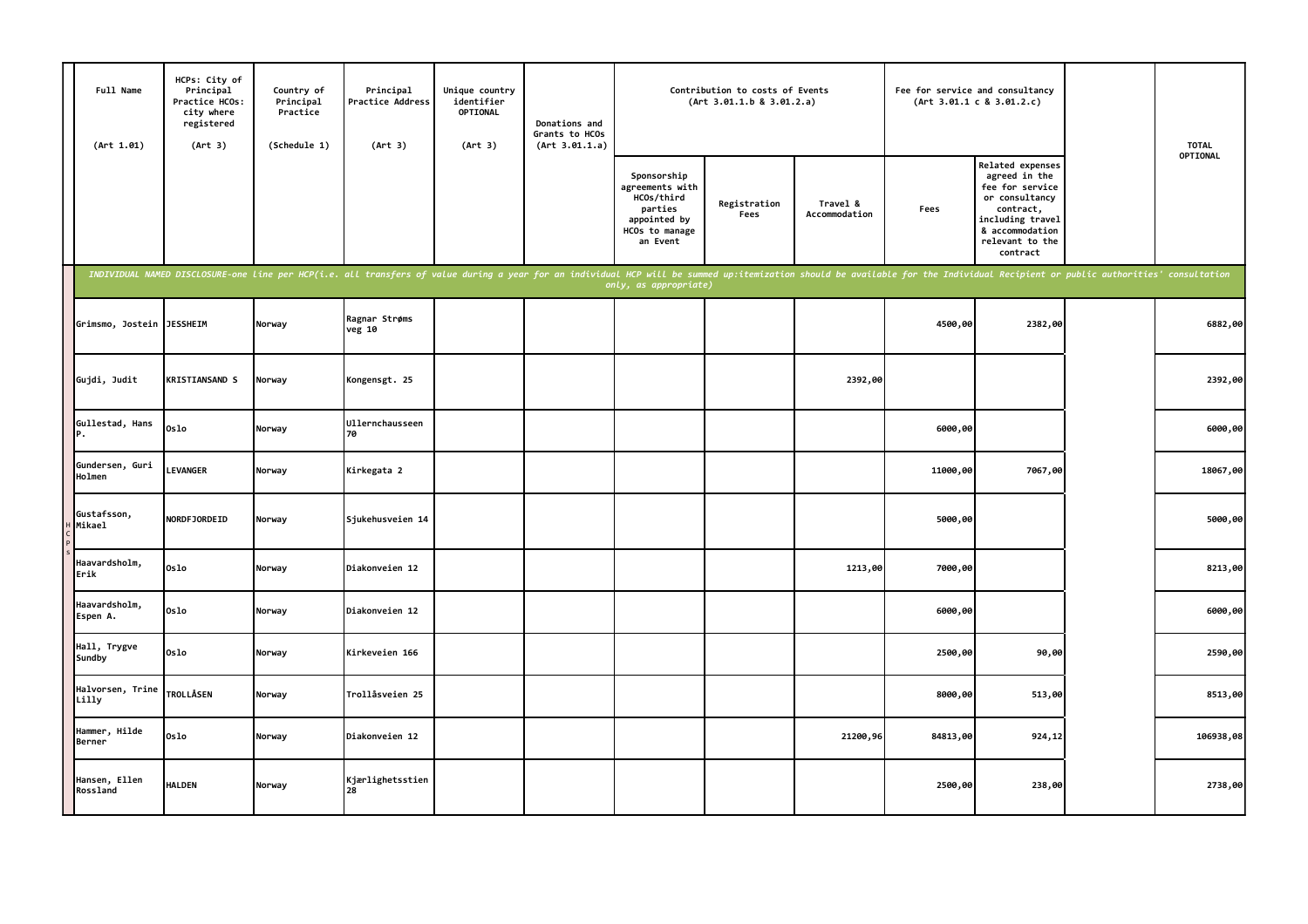| Full Name (Art 1.01) | HCPs: City of Principal Practice HCOs: city where registered (Art 3) | Country of Principal Practice (Schedule 1) | Principal Practice Address (Art 3) | Unique country identifier OPTIONAL (Art 3) | Donations and Grants to HCOs (Art 3.01.1.a) | Contribution to costs of Events (Art 3.01.1.b & 3.01.2.a) | | | Fee for service and consultancy (Art 3.01.1 c & 3.01.2.c) | | | TOTAL OPTIONAL |
|---|---|---|---|---|---|---|---|---|---|---|---|---|
| | | | | | | Sponsorship agreements with HCOs/third parties appointed by HCOs to manage an Event | Registration Fees | Travel & Accommodation | Fees | Related expenses agreed in the fee for service or consultancy contract, including travel & accommodation relevant to the contract | | |
| *INDIVIDUAL NAMED DISCLOSURE-one line per HCP(i.e. all transfers of value during a year for an individual HCP will be summed up:itemization should be available for the Individual Recipient or public authorities' consultation only, as appropriate)* | | | | | | | | | | | | |
| Grimsmo, Jostein | JESSHEIM | Norway | Ragnar Strøms veg 10 | | | | | | 4500,00 | 2382,00 | | 6882,00 |
| Gujdi, Judit | KRISTIANSAND S | Norway | Kongensgt. 25 | | | | | 2392,00 | | | | 2392,00 |
| Gullestad, Hans P. | Oslo | Norway | Ullernchausseen 70 | | | | | | 6000,00 | | | 6000,00 |
| Gundersen, Guri Holmen | LEVANGER | Norway | Kirkegata 2 | | | | | | 11000,00 | 7067,00 | | 18067,00 |
| Gustafsson, Mikael | NORDFJORDEID | Norway | Sjukehusveien 14 | | | | | | 5000,00 | | | 5000,00 |
| Haavardsholm, Erik | Oslo | Norway | Diakonveien 12 | | | | | 1213,00 | 7000,00 | | | 8213,00 |
| Haavardsholm, Espen A. | Oslo | Norway | Diakonveien 12 | | | | | | 6000,00 | | | 6000,00 |
| Hall, Trygve Sundby | Oslo | Norway | Kirkeveien 166 | | | | | | 2500,00 | 90,00 | | 2590,00 |
| Halvorsen, Trine Lilly | TROLLÅSEN | Norway | Trollåsveien 25 | | | | | | 8000,00 | 513,00 | | 8513,00 |
| Hammer, Hilde Berner | Oslo | Norway | Diakonveien 12 | | | | | 21200,96 | 84813,00 | 924,12 | | 106938,08 |
| Hansen, Ellen Rossland | HALDEN | Norway | Kjærlighetsstien 28 | | | | | | 2500,00 | 238,00 | | 2738,00 |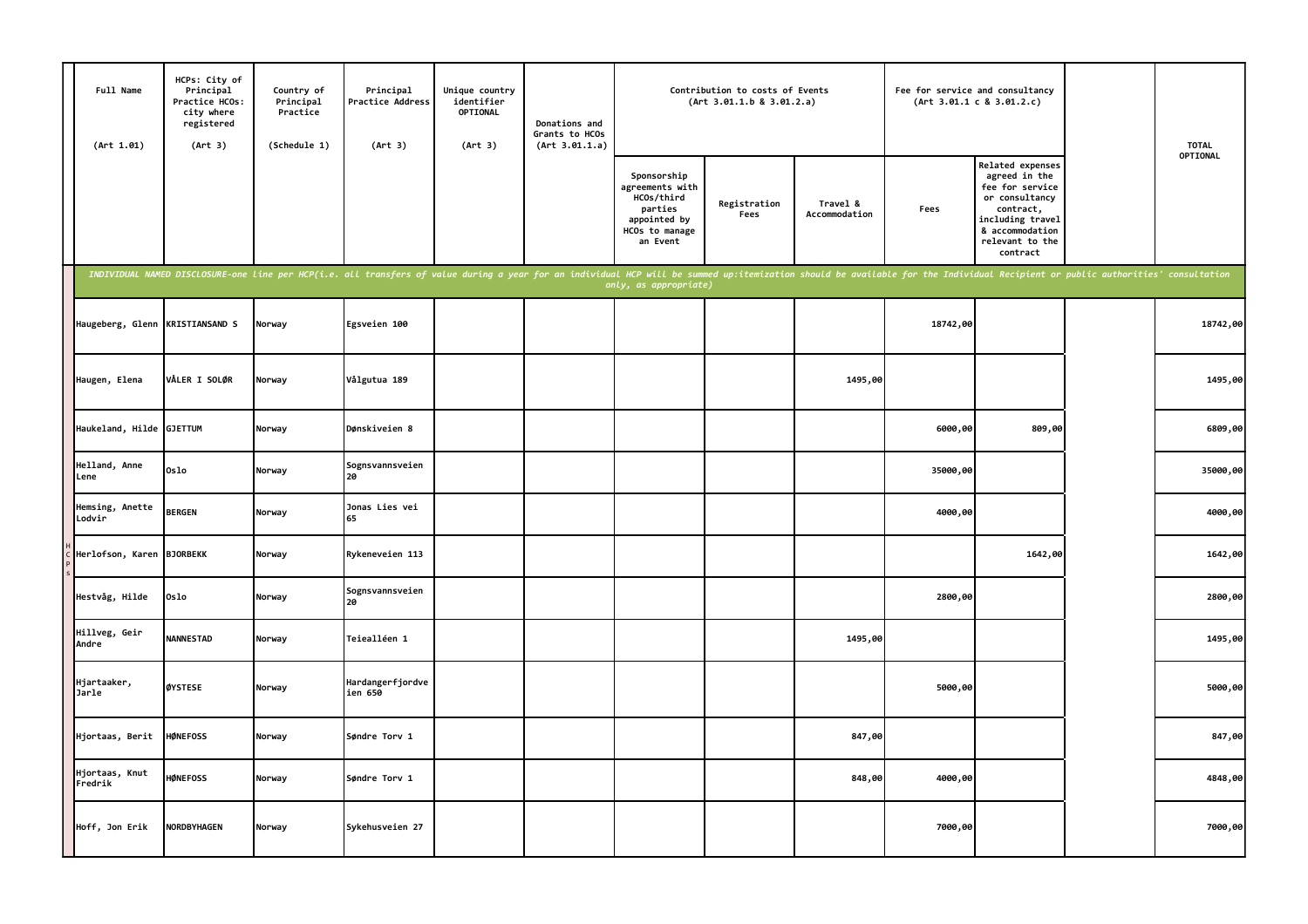| Full Name (Art 1.01) | HCPs: City of Principal Practice HCOs: city where registered (Art 3) | Country of Principal Practice (Schedule 1) | Principal Practice Address (Art 3) | Unique country identifier OPTIONAL (Art 3) | Donations and Grants to HCOs (Art 3.01.1.a) | Contribution to costs of Events (Art 3.01.1.b & 3.01.2.a) | | | Fee for service and consultancy (Art 3.01.1 c & 3.01.2.c) | | | TOTAL OPTIONAL |
|---|---|---|---|---|---|---|---|---|---|---|---|---|
| | | | | | | Sponsorship agreements with HCOs/third parties appointed by HCOs to manage an Event | Registration Fees | Travel & Accommodation | Fees | Related expenses agreed in the fee for service or consultancy contract, including travel & accommodation relevant to the contract | | |
| *INDIVIDUAL NAMED DISCLOSURE-one line per HCP(i.e. all transfers of value during a year for an individual HCP will be summed up:itemization should be available for the Individual Recipient or public authorities' consultation only, as appropriate)* | | | | | | | | | | | | |
| Haugeberg, Glenn | KRISTIANSAND S | Norway | Egsveien 100 | | | | | | 18742,00 | | | 18742,00 |
| Haugen, Elena | VÅLER I SOLØR | Norway | Vålgutua 189 | | | | | 1495,00 | | | | 1495,00 |
| Haukeland, Hilde | GJETTUM | Norway | Dønskiveien 8 | | | | | | 6000,00 | 809,00 | | 6809,00 |
| Helland, Anne Lene | Oslo | Norway | Sognsvannsveien 20 | | | | | | 35000,00 | | | 35000,00 |
| Hemsing, Anette Lodvir | BERGEN | Norway | Jonas Lies vei 65 | | | | | | 4000,00 | | | 4000,00 |
| Herlofson, Karen | BJORBEKK | Norway | Rykeneveien 113 | | | | | | | 1642,00 | | 1642,00 |
| Hestvåg, Hilde | Oslo | Norway | Sognsvannsveien 20 | | | | | | 2800,00 | | | 2800,00 |
| Hillveg, Geir Andre | NANNESTAD | Norway | Teiealléen 1 | | | | | 1495,00 | | | | 1495,00 |
| Hjartaaker, Jarle | ØYSTESE | Norway | Hardangerfjordveien 650 | | | | | | 5000,00 | | | 5000,00 |
| Hjortaas, Berit | HØNEFOSS | Norway | Søndre Torv 1 | | | | | 847,00 | | | | 847,00 |
| Hjortaas, Knut Fredrik | HØNEFOSS | Norway | Søndre Torv 1 | | | | | 848,00 | 4000,00 | | | 4848,00 |
| Hoff, Jon Erik | NORDBYHAGEN | Norway | Sykehusveien 27 | | | | | | 7000,00 | | | 7000,00 |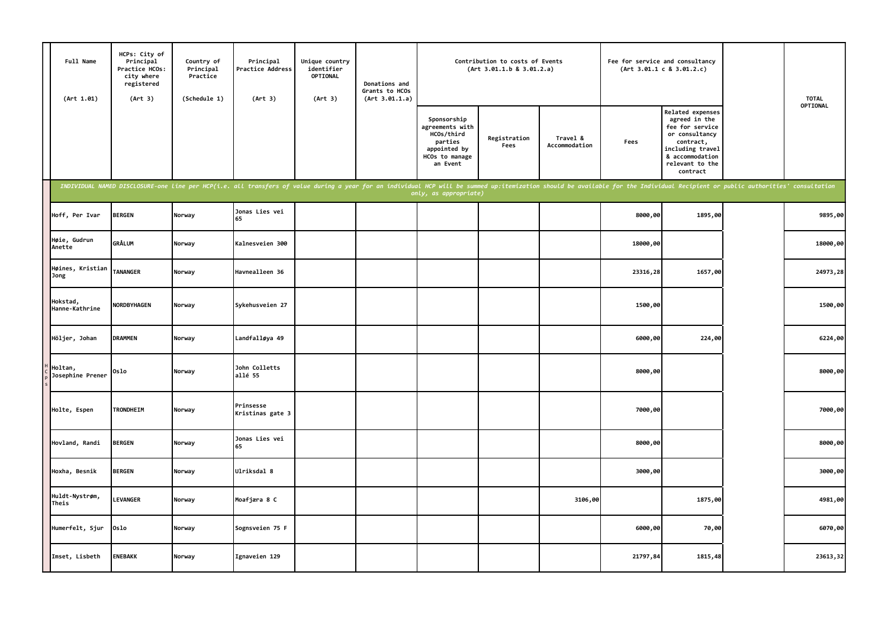| Full Name (Art 1.01) | HCPs: City of Principal Practice HCOs: city where registered (Art 3) | Country of Principal Practice (Schedule 1) | Principal Practice Address (Art 3) | Unique country identifier OPTIONAL (Art 3) | Donations and Grants to HCOs (Art 3.01.1.a) | Contribution to costs of Events (Art 3.01.1.b & 3.01.2.a) | | | Fee for service and consultancy (Art 3.01.1 c & 3.01.2.c) | | | TOTAL OPTIONAL |
|---|---|---|---|---|---|---|---|---|---|---|---|---|
| | | | | | | Sponsorship agreements with HCOs/third parties appointed by HCOs to manage an Event | Registration Fees | Travel & Accommodation | Fees | Related expenses agreed in the fee for service or consultancy contract, including travel & accommodation relevant to the contract | | |
| *INDIVIDUAL NAMED DISCLOSURE-one line per HCP(i.e. all transfers of value during a year for an individual HCP will be summed up:itemization should be available for the Individual Recipient or public authorities' consultation only, as appropriate)* | | | | | | | | | | | | |
| Hoff, Per Ivar | BERGEN | Norway | Jonas Lies vei 65 | | | | | | 8000,00 | 1895,00 | | 9895,00 |
| Høie, Gudrun Anette | GRÅLUM | Norway | Kalnesveien 300 | | | | | | 18000,00 | | | 18000,00 |
| Høines, Kristian Jong | TANANGER | Norway | Havnealleen 36 | | | | | | 23316,28 | 1657,00 | | 24973,28 |
| Hokstad, Hanne-Kathrine | NORDBYHAGEN | Norway | Sykehusveien 27 | | | | | | 1500,00 | | | 1500,00 |
| Höljer, Johan | DRAMMEN | Norway | Landfalløya 49 | | | | | | 6000,00 | 224,00 | | 6224,00 |
| Holtan, Josephine Prener | Oslo | Norway | John Colletts allé 55 | | | | | | 8000,00 | | | 8000,00 |
| Holte, Espen | TRONDHEIM | Norway | Prinsesse Kristinas gate 3 | | | | | | 7000,00 | | | 7000,00 |
| Hovland, Randi | BERGEN | Norway | Jonas Lies vei 65 | | | | | | 8000,00 | | | 8000,00 |
| Hoxha, Besnik | BERGEN | Norway | Ulriksdal 8 | | | | | | 3000,00 | | | 3000,00 |
| Huldt-Nystrøm, Theis | LEVANGER | Norway | Moafjæra 8 C | | | | | 3106,00 | | 1875,00 | | 4981,00 |
| Humerfelt, Sjur | Oslo | Norway | Sognsveien 75 F | | | | | | 6000,00 | 70,00 | | 6070,00 |
| Imset, Lisbeth | ENEBAKK | Norway | Ignaveien 129 | | | | | | 21797,84 | 1815,48 | | 23613,32 |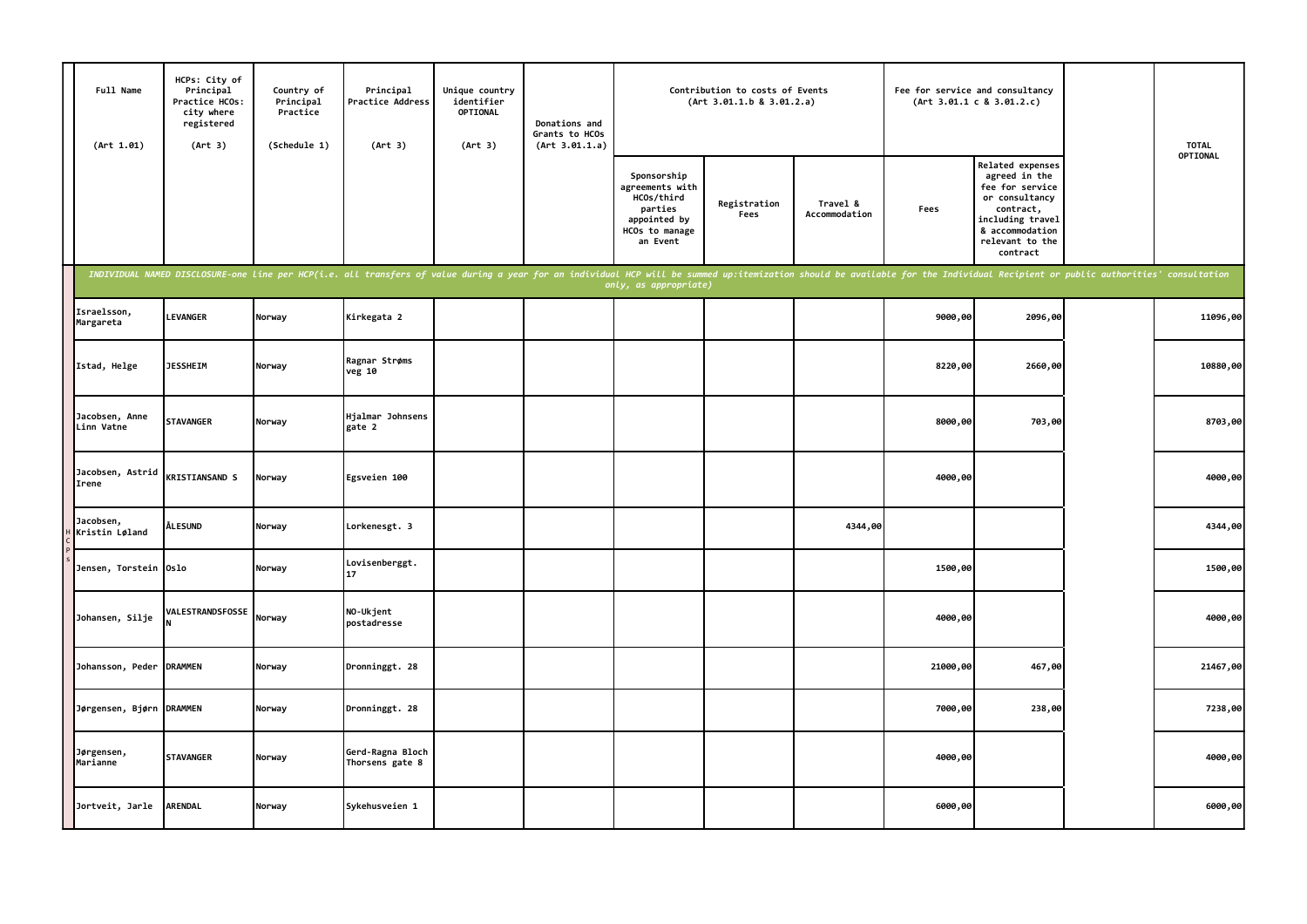| Full Name (Art 1.01) | HCPs: City of Principal Practice HCOs: city where registered (Art 3) | Country of Principal Practice (Schedule 1) | Principal Practice Address (Art 3) | Unique country identifier OPTIONAL (Art 3) | Donations and Grants to HCOs (Art 3.01.1.a) | Contribution to costs of Events (Art 3.01.1.b & 3.01.2.a) | | | Fee for service and consultancy (Art 3.01.1 c & 3.01.2.c) | | | TOTAL OPTIONAL |
|---|---|---|---|---|---|---|---|---|---|---|---|---|
| | | | | | | Sponsorship agreements with HCOs/third parties appointed by HCOs to manage an Event | Registration Fees | Travel & Accommodation | Fees | Related expenses agreed in the fee for service or consultancy contract, including travel & accommodation relevant to the contract | | |
| *INDIVIDUAL NAMED DISCLOSURE-one line per HCP(i.e. all transfers of value during a year for an individual HCP will be summed up:itemization should be available for the Individual Recipient or public authorities' consultation only, as appropriate)* | | | | | | | | | | | | |
| Israelsson, Margareta | LEVANGER | Norway | Kirkegata 2 | | | | | | 9000,00 | 2096,00 | | 11096,00 |
| Istad, Helge | JESSHEIM | Norway | Ragnar Strøms veg 10 | | | | | | 8220,00 | 2660,00 | | 10880,00 |
| Jacobsen, Anne Linn Vatne | STAVANGER | Norway | Hjalmar Johnsens gate 2 | | | | | | 8000,00 | 703,00 | | 8703,00 |
| Jacobsen, Astrid Irene | KRISTIANSAND S | Norway | Egsveien 100 | | | | | | 4000,00 | | | 4000,00 |
| Jacobsen, Kristin Løland | ÅLESUND | Norway | Lorkenesgt. 3 | | | | | 4344,00 | | | | 4344,00 |
| Jensen, Torstein | Oslo | Norway | Lovisenberggt. 17 | | | | | | 1500,00 | | | 1500,00 |
| Johansen, Silje | VALESTRANDSFOSSEN | Norway | NO-Ukjent postadresse | | | | | | 4000,00 | | | 4000,00 |
| Johansson, Peder | DRAMMEN | Norway | Dronninggt. 28 | | | | | | 21000,00 | 467,00 | | 21467,00 |
| Jørgensen, Bjørn | DRAMMEN | Norway | Dronninggt. 28 | | | | | | 7000,00 | 238,00 | | 7238,00 |
| Jørgensen, Marianne | STAVANGER | Norway | Gerd-Ragna Bloch Thorsens gate 8 | | | | | | 4000,00 | | | 4000,00 |
| Jortveit, Jarle | ARENDAL | Norway | Sykehusveien 1 | | | | | | 6000,00 | | | 6000,00 |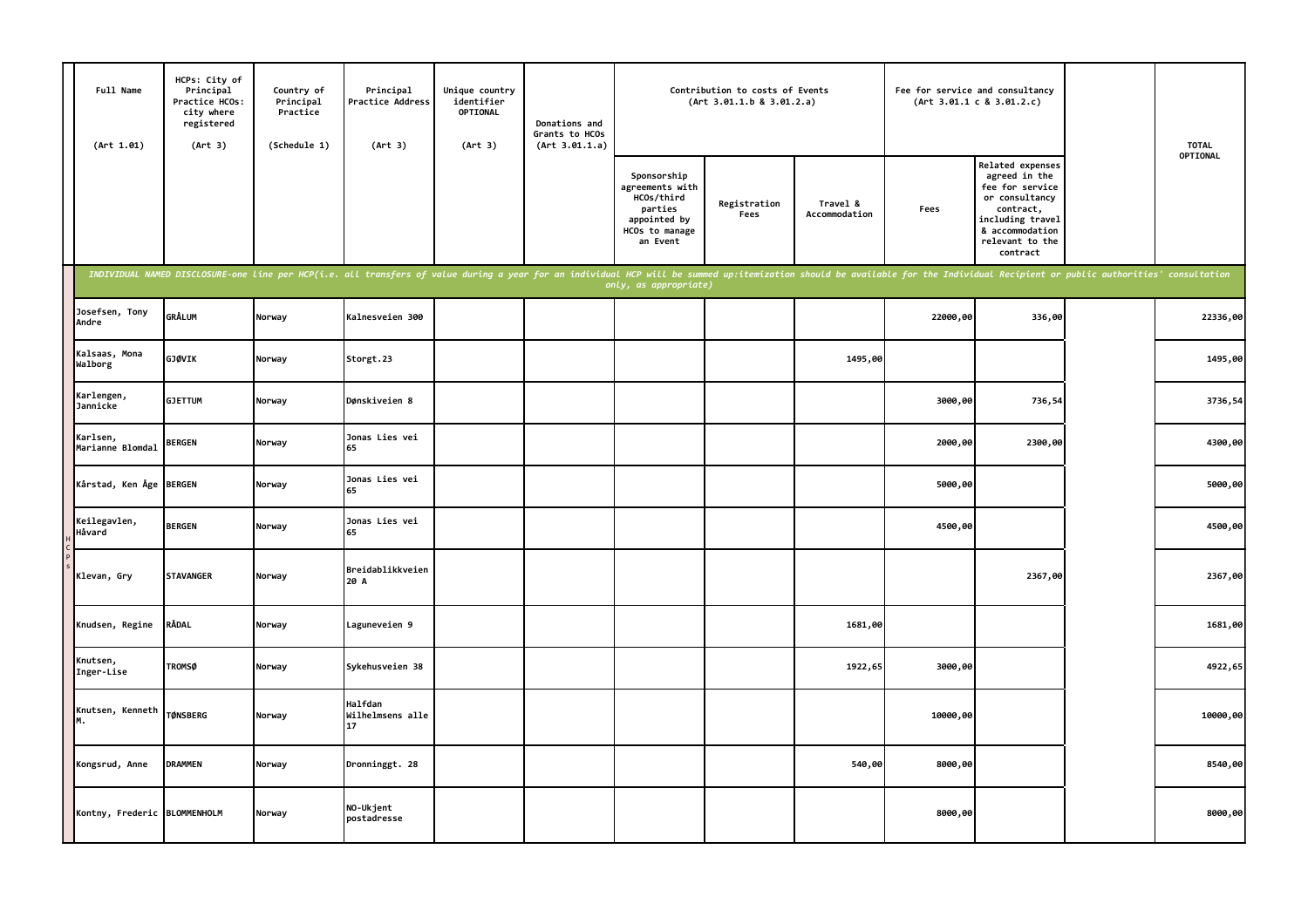| Full Name (Art 1.01) | HCPs: City of Principal Practice HCOs: city where registered (Art 3) | Country of Principal Practice (Schedule 1) | Principal Practice Address (Art 3) | Unique country identifier OPTIONAL (Art 3) | Donations and Grants to HCOs (Art 3.01.1.a) | Contribution to costs of Events (Art 3.01.1.b & 3.01.2.a) | | | Fee for service and consultancy (Art 3.01.1 c & 3.01.2.c) | | | TOTAL OPTIONAL |
|---|---|---|---|---|---|---|---|---|---|---|---|---|
| | | | | | | Sponsorship agreements with HCOs/third parties appointed by HCOs to manage an Event | Registration Fees | Travel & Accommodation | Fees | Related expenses agreed in the fee for service or consultancy contract, including travel & accommodation relevant to the contract | | |
| *INDIVIDUAL NAMED DISCLOSURE-one line per HCP(i.e. all transfers of value during a year for an individual HCP will be summed up:itemization should be available for the Individual Recipient or public authorities' consultation only, as appropriate)* | | | | | | | | | | | | |
| Josefsen, Tony Andre | GRÅLUM | Norway | Kalnesveien 300 | | | | | | 22000,00 | 336,00 | | 22336,00 |
| Kalsaas, Mona Walborg | GJØVIK | Norway | Storgt.23 | | | | | 1495,00 | | | | 1495,00 |
| Karlengen, Jannicke | GJETTUM | Norway | Dønskiveien 8 | | | | | | 3000,00 | 736,54 | | 3736,54 |
| Karlsen, Marianne Blomdal | BERGEN | Norway | Jonas Lies vei 65 | | | | | | 2000,00 | 2300,00 | | 4300,00 |
| Kårstad, Ken Åge | BERGEN | Norway | Jonas Lies vei 65 | | | | | | 5000,00 | | | 5000,00 |
| Keilegavlen, Håvard | BERGEN | Norway | Jonas Lies vei 65 | | | | | | 4500,00 | | | 4500,00 |
| Klevan, Gry | STAVANGER | Norway | Breidablikkveien 20 A | | | | | | | 2367,00 | | 2367,00 |
| Knudsen, Regine | RÅDAL | Norway | Laguneveien 9 | | | | | 1681,00 | | | | 1681,00 |
| Knutsen, Inger-Lise | TROMSØ | Norway | Sykehusveien 38 | | | | | 1922,65 | 3000,00 | | | 4922,65 |
| Knutsen, Kenneth M. | TØNSBERG | Norway | Halfdan Wilhelmsens alle 17 | | | | | | 10000,00 | | | 10000,00 |
| Kongsrud, Anne | DRAMMEN | Norway | Dronninggt. 28 | | | | | 540,00 | 8000,00 | | | 8540,00 |
| Kontny, Frederic | BLOMMENHOLM | Norway | NO-Ukjent postadresse | | | | | | 8000,00 | | | 8000,00 |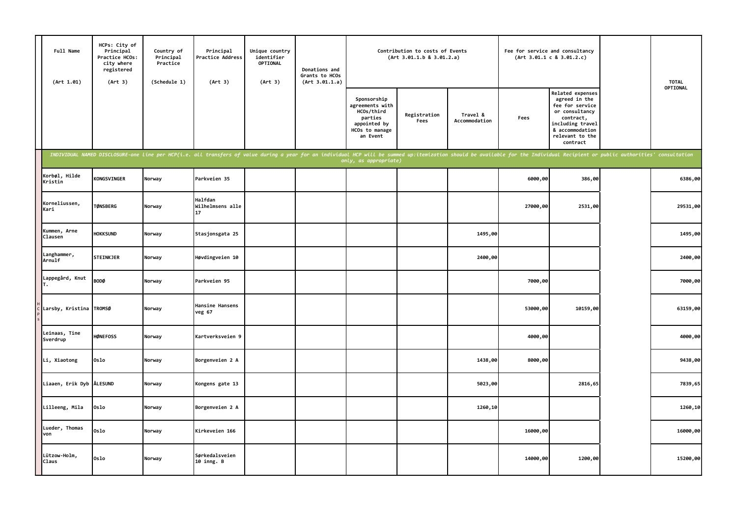| Full Name (Art 1.01) | HCPs: City of Principal Practice HCOs: city where registered (Art 3) | Country of Principal Practice (Schedule 1) | Principal Practice Address (Art 3) | Unique country identifier OPTIONAL (Art 3) | Donations and Grants to HCOs (Art 3.01.1.a) | Contribution to costs of Events (Art 3.01.1.b & 3.01.2.a) | | | Fee for service and consultancy (Art 3.01.1 c & 3.01.2.c) | | | TOTAL OPTIONAL |
|---|---|---|---|---|---|---|---|---|---|---|---|---|
| | | | | | | Sponsorship agreements with HCOs/third parties appointed by HCOs to manage an Event | Registration Fees | Travel & Accommodation | Fees | Related expenses agreed in the fee for service or consultancy contract, including travel & accommodation relevant to the contract | | |
| *INDIVIDUAL NAMED DISCLOSURE-one line per HCP(i.e. all transfers of value during a year for an individual HCP will be summed up:itemization should be available for the Individual Recipient or public authorities' consultation only, as appropriate)* | | | | | | | | | | | | |
| Korbøl, Hilde Kristin | KONGSVINGER | Norway | Parkveien 35 | | | | | | 6000,00 | 386,00 | | 6386,00 |
| Korneliussen, Kari | TØNSBERG | Norway | Halfdan Wilhelmsens alle 17 | | | | | | 27000,00 | 2531,00 | | 29531,00 |
| Kummen, Arne Clausen | HOKKSUND | Norway | Stasjonsgata 25 | | | | | 1495,00 | | | | 1495,00 |
| Langhammer, Arnulf | STEINKJER | Norway | Høvdingveien 10 | | | | | 2400,00 | | | | 2400,00 |
| Lappegård, Knut T. | BODØ | Norway | Parkveien 95 | | | | | | 7000,00 | | | 7000,00 |
| Larsby, Kristina | TROMSØ | Norway | Hansine Hansens veg 67 | | | | | | 53000,00 | 10159,00 | | 63159,00 |
| Leinaas, Tine Sverdrup | HØNEFOSS | Norway | Kartverksveien 9 | | | | | | 4000,00 | | | 4000,00 |
| Li, Xiaotong | Oslo | Norway | Borgenveien 2 A | | | | | 1438,00 | 8000,00 | | | 9438,00 |
| Liaaen, Erik Dyb | ÅLESUND | Norway | Kongens gate 13 | | | | | 5023,00 | | 2816,65 | | 7839,65 |
| Lilleeng, Mila | Oslo | Norway | Borgenveien 2 A | | | | | 1260,10 | | | | 1260,10 |
| Lueder, Thomas von | Oslo | Norway | Kirkeveien 166 | | | | | | 16000,00 | | | 16000,00 |
| Lützow-Holm, Claus | Oslo | Norway | Sørkedalsveien 10 inng. B | | | | | | 14000,00 | 1200,00 | | 15200,00 |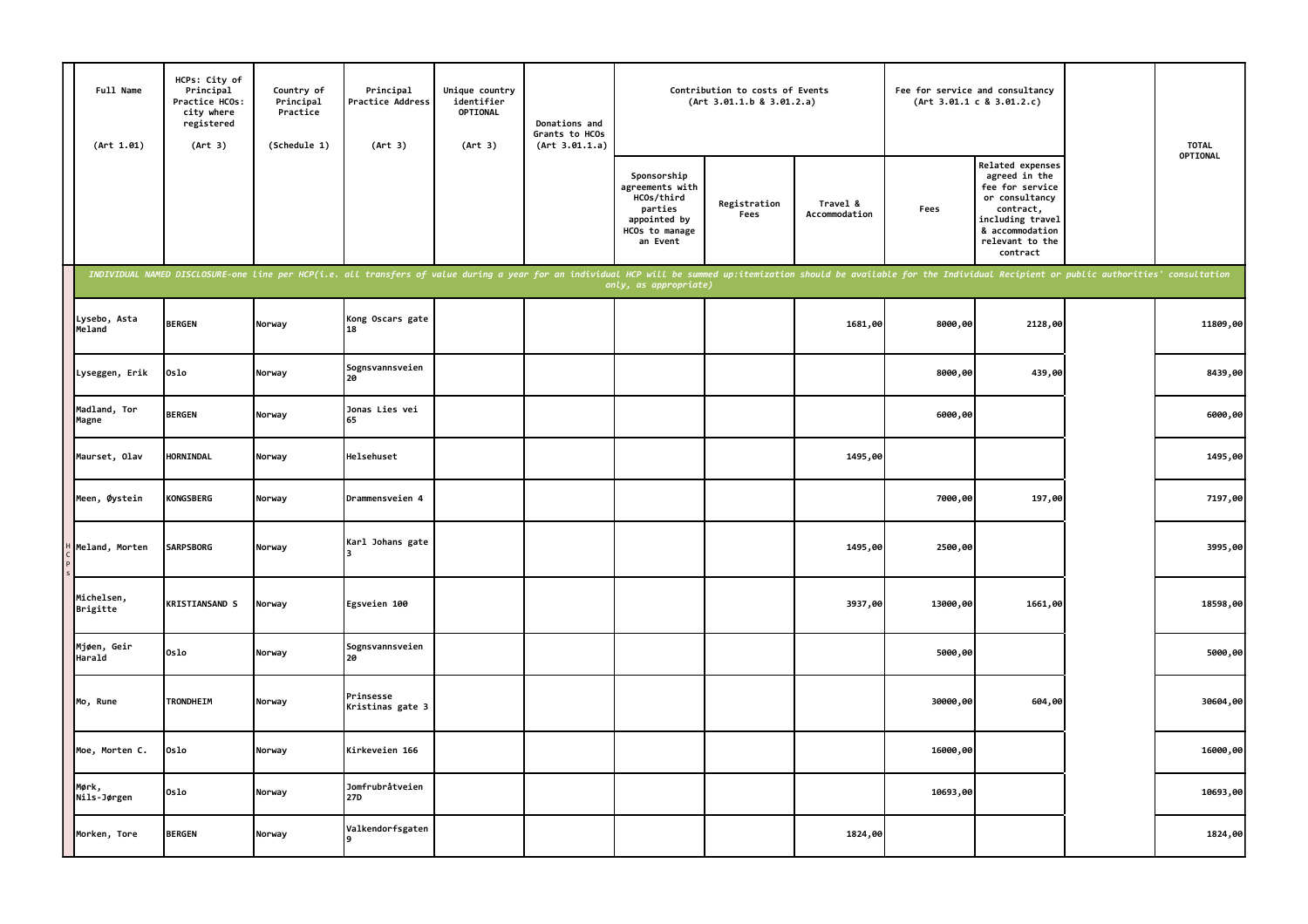| Full Name (Art 1.01) | HCPs: City of Principal Practice HCOs: city where registered (Art 3) | Country of Principal Practice (Schedule 1) | Principal Practice Address (Art 3) | Unique country identifier OPTIONAL (Art 3) | Donations and Grants to HCOs (Art 3.01.1.a) | Contribution to costs of Events (Art 3.01.1.b & 3.01.2.a) | | | Fee for service and consultancy (Art 3.01.1 c & 3.01.2.c) | | | TOTAL OPTIONAL |
|---|---|---|---|---|---|---|---|---|---|---|---|---|
| | | | | | | Sponsorship agreements with HCOs/third parties appointed by HCOs to manage an Event | Registration Fees | Travel & Accommodation | Fees | Related expenses agreed in the fee for service or consultancy contract, including travel & accommodation relevant to the contract | | |
| *INDIVIDUAL NAMED DISCLOSURE-one line per HCP(i.e. all transfers of value during a year for an individual HCP will be summed up:itemization should be available for the Individual Recipient or public authorities' consultation only, as appropriate)* | | | | | | | | | | | | |
| Lysebo, Asta Meland | BERGEN | Norway | Kong Oscars gate 18 | | | | | 1681,00 | 8000,00 | 2128,00 | | 11809,00 |
| Lyseggen, Erik | Oslo | Norway | Sognsvannsveien 20 | | | | | | 8000,00 | 439,00 | | 8439,00 |
| Madland, Tor Magne | BERGEN | Norway | Jonas Lies vei 65 | | | | | | 6000,00 | | | 6000,00 |
| Maurset, Olav | HORNINDAL | Norway | Helsehuset | | | | | 1495,00 | | | | 1495,00 |
| Meen, Øystein | KONGSBERG | Norway | Drammensveien 4 | | | | | | 7000,00 | 197,00 | | 7197,00 |
| Meland, Morten | SARPSBORG | Norway | Karl Johans gate 3 | | | | | 1495,00 | 2500,00 | | | 3995,00 |
| Michelsen, Brigitte | KRISTIANSAND S | Norway | Egsveien 100 | | | | | 3937,00 | 13000,00 | 1661,00 | | 18598,00 |
| Mjøen, Geir Harald | Oslo | Norway | Sognsvannsveien 20 | | | | | | 5000,00 | | | 5000,00 |
| Mo, Rune | TRONDHEIM | Norway | Prinsesse Kristinas gate 3 | | | | | | 30000,00 | 604,00 | | 30604,00 |
| Moe, Morten C. | Oslo | Norway | Kirkeveien 166 | | | | | | 16000,00 | | | 16000,00 |
| Mørk, Nils-Jørgen | Oslo | Norway | Jomfrubråtveien 27D | | | | | | 10693,00 | | | 10693,00 |
| Morken, Tore | BERGEN | Norway | Valkendorfsgaten 9 | | | | | 1824,00 | | | | 1824,00 |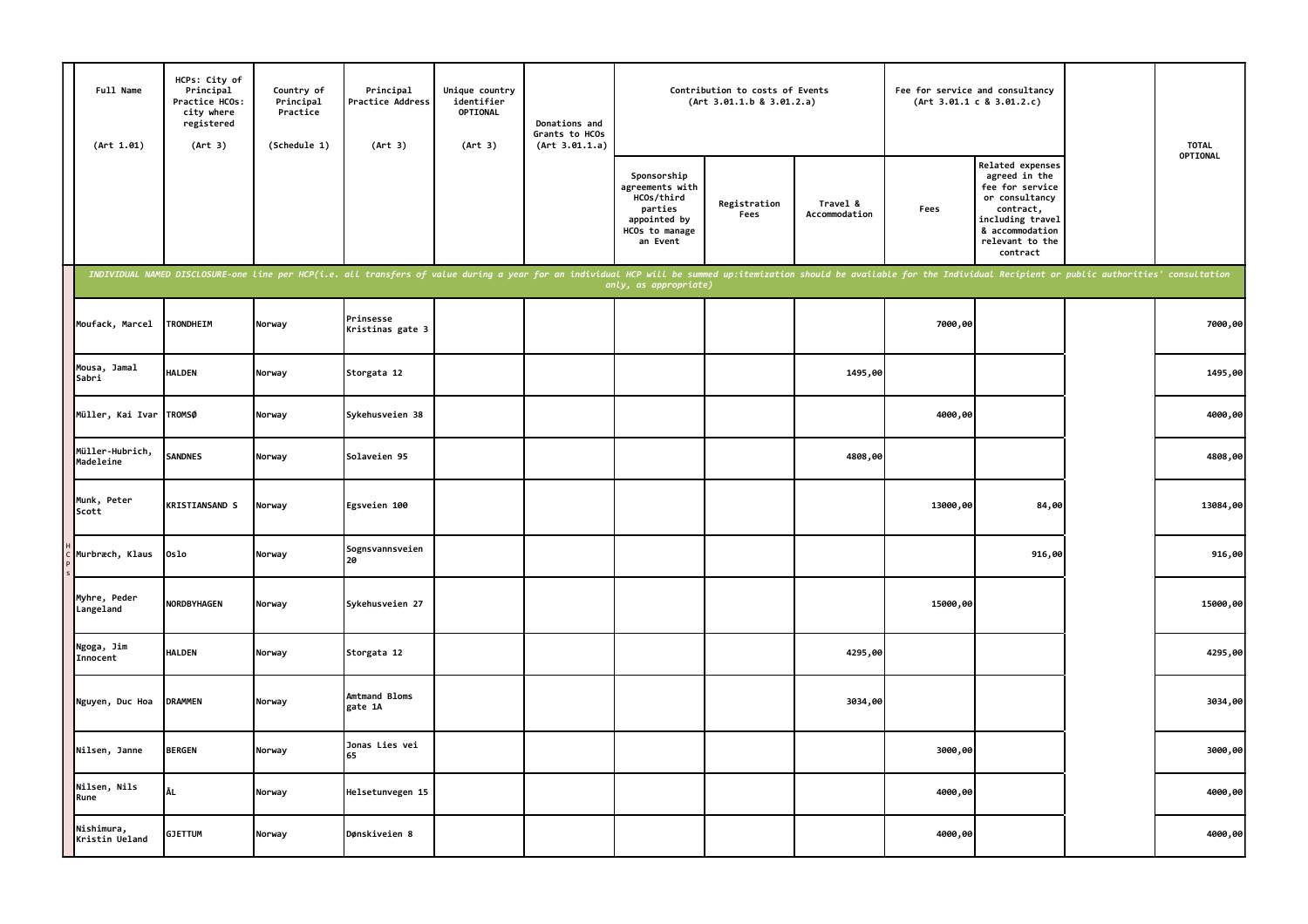| Full Name (Art 1.01) | HCPs: City of Principal Practice HCOs: city where registered (Art 3) | Country of Principal Practice (Schedule 1) | Principal Practice Address (Art 3) | Unique country identifier OPTIONAL (Art 3) | Donations and Grants to HCOs (Art 3.01.1.a) | Contribution to costs of Events (Art 3.01.1.b & 3.01.2.a) | | | Fee for service and consultancy (Art 3.01.1 c & 3.01.2.c) | | | TOTAL OPTIONAL |
|---|---|---|---|---|---|---|---|---|---|---|---|---|
| | | | | | | Sponsorship agreements with HCOs/third parties appointed by HCOs to manage an Event | Registration Fees | Travel & Accommodation | Fees | Related expenses agreed in the fee for service or consultancy contract, including travel & accommodation relevant to the contract | | |
| *INDIVIDUAL NAMED DISCLOSURE-one line per HCP(i.e. all transfers of value during a year for an individual HCP will be summed up:itemization should be available for the Individual Recipient or public authorities' consultation only, as appropriate)* | | | | | | | | | | | | |
| Moufack, Marcel | TRONDHEIM | Norway | Prinsesse Kristinas gate 3 | | | | | | 7000,00 | | | 7000,00 |
| Mousa, Jamal Sabri | HALDEN | Norway | Storgata 12 | | | | | 1495,00 | | | | 1495,00 |
| Müller, Kai Ivar | TROMSØ | Norway | Sykehusveien 38 | | | | | | 4000,00 | | | 4000,00 |
| Müller-Hubrich, Madeleine | SANDNES | Norway | Solaveien 95 | | | | | 4808,00 | | | | 4808,00 |
| Munk, Peter Scott | KRISTIANSAND S | Norway | Egsveien 100 | | | | | | 13000,00 | 84,00 | | 13084,00 |
| Murbræch, Klaus | Oslo | Norway | Sognsvannsveien 20 | | | | | | | 916,00 | | 916,00 |
| Myhre, Peder Langeland | NORDBYHAGEN | Norway | Sykehusveien 27 | | | | | | 15000,00 | | | 15000,00 |
| Ngoga, Jim Innocent | HALDEN | Norway | Storgata 12 | | | | | 4295,00 | | | | 4295,00 |
| Nguyen, Duc Hoa | DRAMMEN | Norway | Amtmand Bloms gate 1A | | | | | 3034,00 | | | | 3034,00 |
| Nilsen, Janne | BERGEN | Norway | Jonas Lies vei 65 | | | | | | 3000,00 | | | 3000,00 |
| Nilsen, Nils Rune | ÅL | Norway | Helsetunvegen 15 | | | | | | 4000,00 | | | 4000,00 |
| Nishimura, Kristin Ueland | GJETTUM | Norway | Dønskiveien 8 | | | | | | 4000,00 | | | 4000,00 |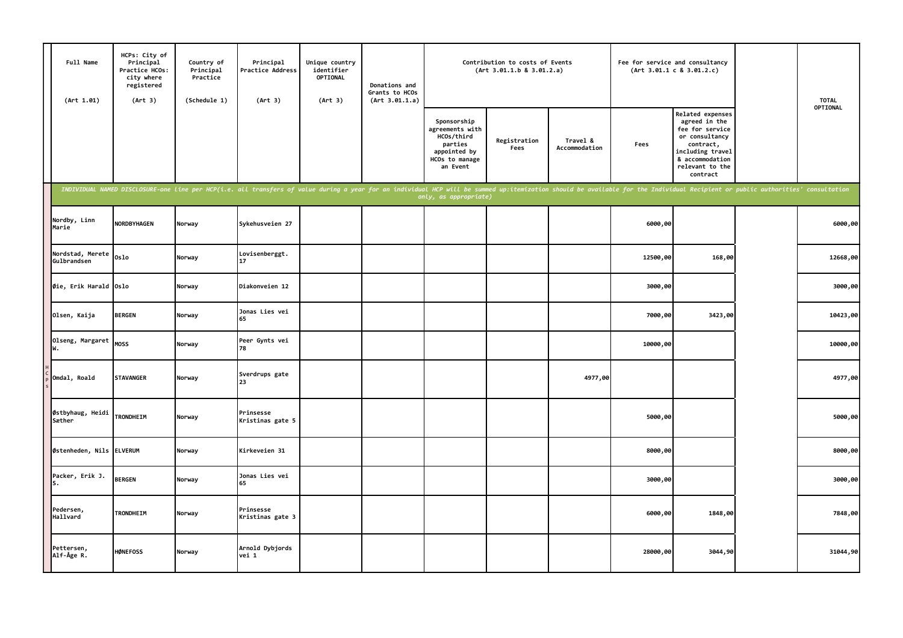| Full Name (Art 1.01) | HCPs: City of Principal Practice HCOs: city where registered (Art 3) | Country of Principal Practice (Schedule 1) | Principal Practice Address (Art 3) | Unique country identifier OPTIONAL (Art 3) | Donations and Grants to HCOs (Art 3.01.1.a) | Contribution to costs of Events (Art 3.01.1.b & 3.01.2.a) | | | Fee for service and consultancy (Art 3.01.1 c & 3.01.2.c) | | | TOTAL OPTIONAL |
|---|---|---|---|---|---|---|---|---|---|---|---|---|
| | | | | | | Sponsorship agreements with HCOs/third parties appointed by HCOs to manage an Event | Registration Fees | Travel & Accommodation | Fees | Related expenses agreed in the fee for service or consultancy contract, including travel & accommodation relevant to the contract | | |
| *INDIVIDUAL NAMED DISCLOSURE-one line per HCP(i.e. all transfers of value during a year for an individual HCP will be summed up:itemization should be available for the Individual Recipient or public authorities' consultation only, as appropriate)* | | | | | | | | | | | | |
| Nordby, Linn Marie | NORDBYHAGEN | Norway | Sykehusveien 27 | | | | | | 6000,00 | | | 6000,00 |
| Nordstad, Merete Gulbrandsen | Oslo | Norway | Lovisenberggt. 17 | | | | | | 12500,00 | 168,00 | | 12668,00 |
| Øie, Erik Harald | Oslo | Norway | Diakonveien 12 | | | | | | 3000,00 | | | 3000,00 |
| Olsen, Kaija | BERGEN | Norway | Jonas Lies vei 65 | | | | | | 7000,00 | 3423,00 | | 10423,00 |
| Olseng, Margaret W. | MOSS | Norway | Peer Gynts vei 78 | | | | | | 10000,00 | | | 10000,00 |
| Omdal, Roald | STAVANGER | Norway | Sverdrups gate 23 | | | | | 4977,00 | | | | 4977,00 |
| Østbyhaug, Heidi Sæther | TRONDHEIM | Norway | Prinsesse Kristinas gate 5 | | | | | | 5000,00 | | | 5000,00 |
| Østenheden, Nils | ELVERUM | Norway | Kirkeveien 31 | | | | | | 8000,00 | | | 8000,00 |
| Packer, Erik J. S. | BERGEN | Norway | Jonas Lies vei 65 | | | | | | 3000,00 | | | 3000,00 |
| Pedersen, Hallvard | TRONDHEIM | Norway | Prinsesse Kristinas gate 3 | | | | | | 6000,00 | 1848,00 | | 7848,00 |
| Pettersen, Alf-Åge R. | HØNEFOSS | Norway | Arnold Dybjords vei 1 | | | | | | 28000,00 | 3044,90 | | 31044,90 |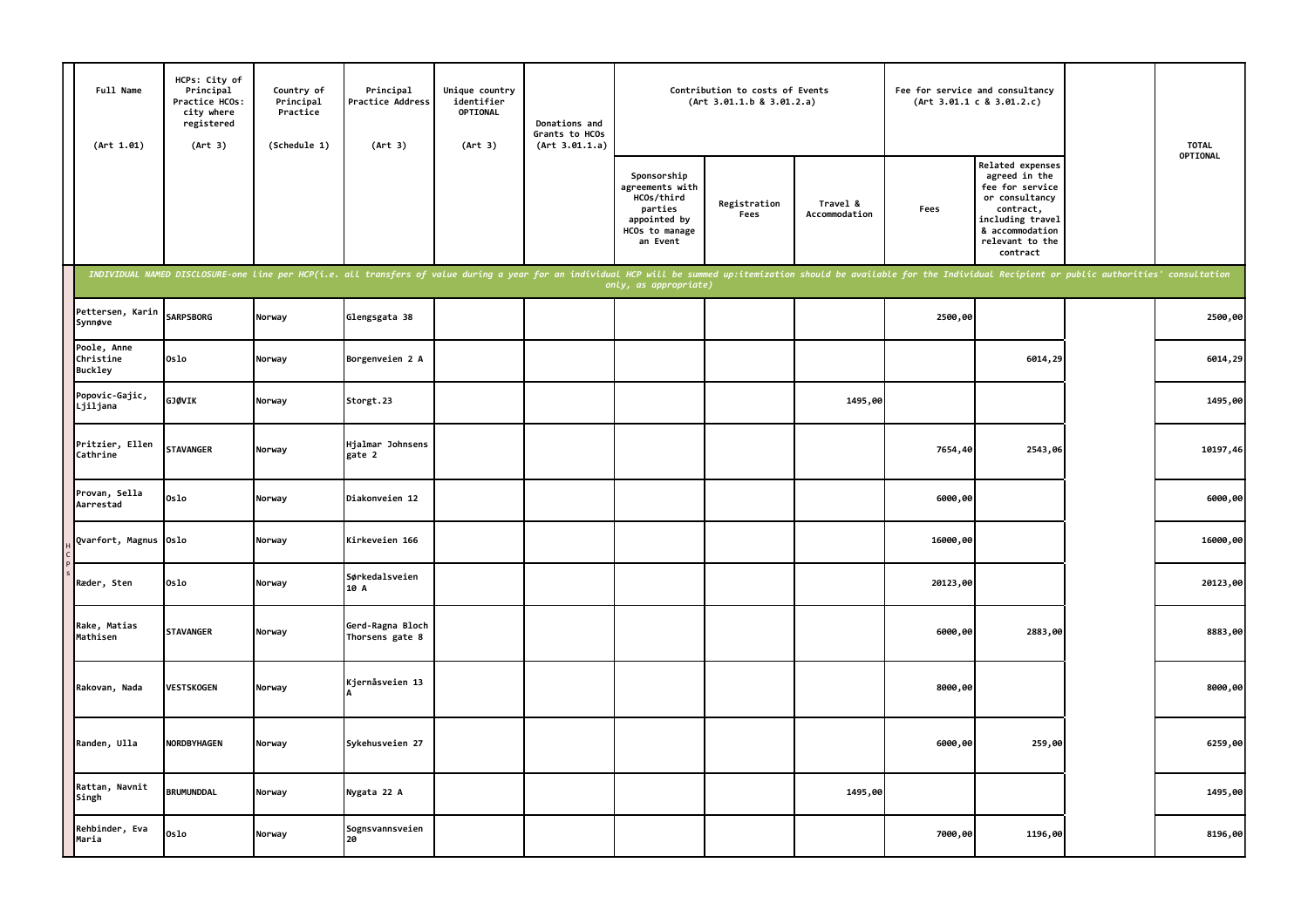| Full Name (Art 1.01) | HCPs: City of Principal Practice HCOs: city where registered (Art 3) | Country of Principal Practice (Schedule 1) | Principal Practice Address (Art 3) | Unique country identifier OPTIONAL (Art 3) | Donations and Grants to HCOs (Art 3.01.1.a) | Contribution to costs of Events (Art 3.01.1.b & 3.01.2.a) | | | Fee for service and consultancy (Art 3.01.1 c & 3.01.2.c) | | | TOTAL OPTIONAL |
|---|---|---|---|---|---|---|---|---|---|---|---|---|
| | | | | | | Sponsorship agreements with HCOs/third parties appointed by HCOs to manage an Event | Registration Fees | Travel & Accommodation | Fees | Related expenses agreed in the fee for service or consultancy contract, including travel & accommodation relevant to the contract | | |
| *INDIVIDUAL NAMED DISCLOSURE-one line per HCP(i.e. all transfers of value during a year for an individual HCP will be summed up:itemization should be available for the Individual Recipient or public authorities' consultation only, as appropriate)* | | | | | | | | | | | | |
| Pettersen, Karin Synnøve | SARPSBORG | Norway | Glengsgata 38 | | | | | | 2500,00 | | | 2500,00 |
| Poole, Anne Christine Buckley | Oslo | Norway | Borgenveien 2 A | | | | | | | 6014,29 | | 6014,29 |
| Popovic-Gajic, Ljiljana | GJØVIK | Norway | Storgt.23 | | | | | 1495,00 | | | | 1495,00 |
| Pritzier, Ellen Cathrine | STAVANGER | Norway | Hjalmar Johnsens gate 2 | | | | | | 7654,40 | 2543,06 | | 10197,46 |
| Provan, Sella Aarrestad | Oslo | Norway | Diakonveien 12 | | | | | | 6000,00 | | | 6000,00 |
| Qvarfort, Magnus | Oslo | Norway | Kirkeveien 166 | | | | | | 16000,00 | | | 16000,00 |
| Ræder, Sten | Oslo | Norway | Sørkedalsveien 10 A | | | | | | 20123,00 | | | 20123,00 |
| Rake, Matias Mathisen | STAVANGER | Norway | Gerd-Ragna Bloch Thorsens gate 8 | | | | | | 6000,00 | 2883,00 | | 8883,00 |
| Rakovan, Nada | VESTSKOGEN | Norway | Kjernåsveien 13 A | | | | | | 8000,00 | | | 8000,00 |
| Randen, Ulla | NORDBYHAGEN | Norway | Sykehusveien 27 | | | | | | 6000,00 | 259,00 | | 6259,00 |
| Rattan, Navnit Singh | BRUMUNDDAL | Norway | Nygata 22 A | | | | | 1495,00 | | | | 1495,00 |
| Rehbinder, Eva Maria | Oslo | Norway | Sognsvannsveien 20 | | | | | | 7000,00 | 1196,00 | | 8196,00 |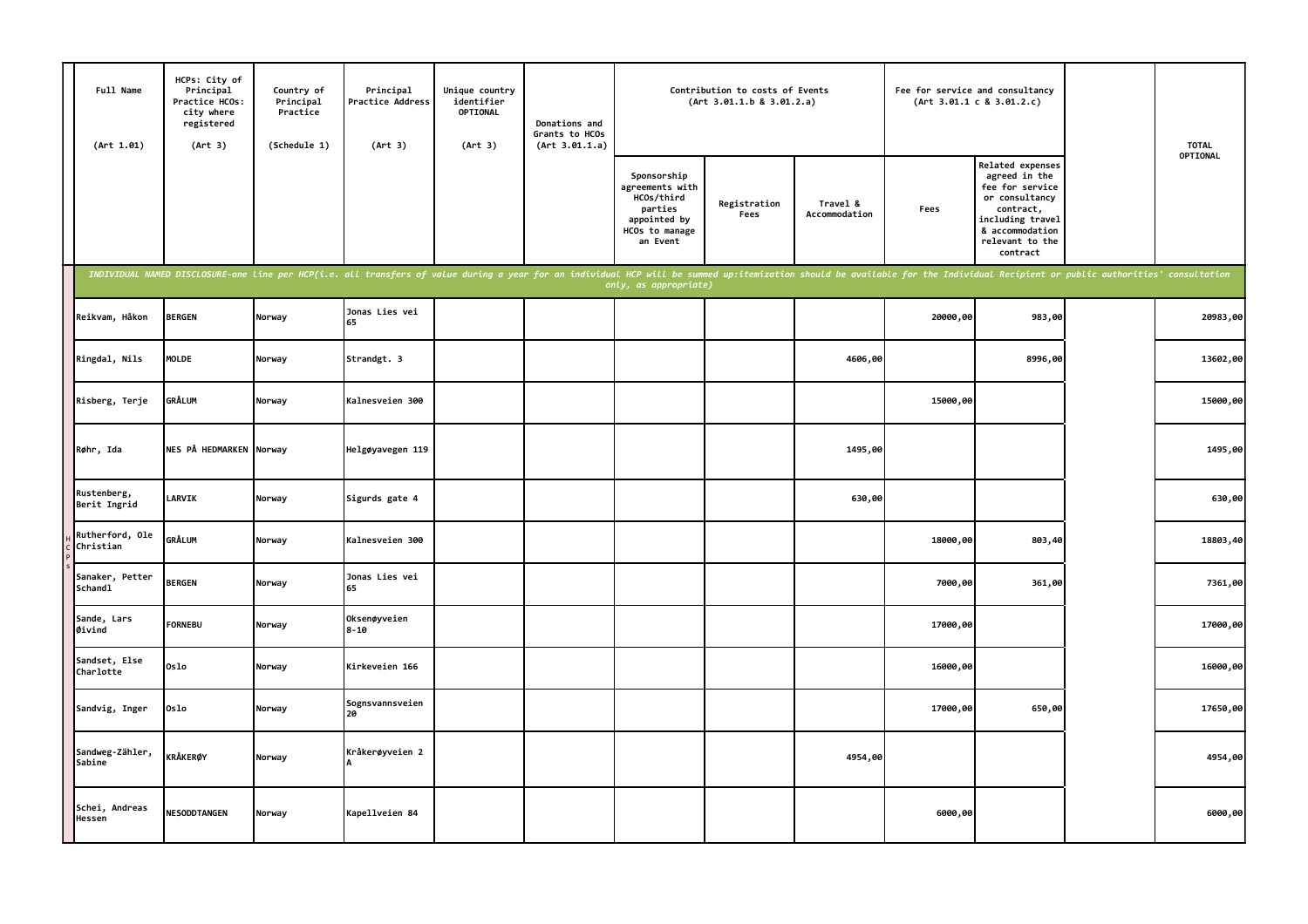| Full Name (Art 1.01) | HCPs: City of Principal Practice HCOs: city where registered (Art 3) | Country of Principal Practice (Schedule 1) | Principal Practice Address (Art 3) | Unique country identifier OPTIONAL (Art 3) | Donations and Grants to HCOs (Art 3.01.1.a) | Contribution to costs of Events (Art 3.01.1.b & 3.01.2.a) | | | Fee for service and consultancy (Art 3.01.1 c & 3.01.2.c) | | | TOTAL OPTIONAL |
|---|---|---|---|---|---|---|---|---|---|---|---|---|
| | | | | | | Sponsorship agreements with HCOs/third parties appointed by HCOs to manage an Event | Registration Fees | Travel & Accommodation | Fees | Related expenses agreed in the fee for service or consultancy contract, including travel & accommodation relevant to the contract | | |
| *INDIVIDUAL NAMED DISCLOSURE-one line per HCP(i.e. all transfers of value during a year for an individual HCP will be summed up:itemization should be available for the Individual Recipient or public authorities' consultation only, as appropriate)* | | | | | | | | | | | | |
| Reikvam, Håkon | BERGEN | Norway | Jonas Lies vei 65 | | | | | | 20000,00 | 983,00 | | 20983,00 |
| Ringdal, Nils | MOLDE | Norway | Strandgt. 3 | | | | | 4606,00 | | 8996,00 | | 13602,00 |
| Risberg, Terje | GRÅLUM | Norway | Kalnesveien 300 | | | | | | 15000,00 | | | 15000,00 |
| Røhr, Ida | NES PÅ HEDMARKEN | Norway | Helgøyavegen 119 | | | | | 1495,00 | | | | 1495,00 |
| Rustenberg, Berit Ingrid | LARVIK | Norway | Sigurds gate 4 | | | | | 630,00 | | | | 630,00 |
| Rutherford, Ole Christian | GRÅLUM | Norway | Kalnesveien 300 | | | | | | 18000,00 | 803,40 | | 18803,40 |
| Sanaker, Petter Schandl | BERGEN | Norway | Jonas Lies vei 65 | | | | | | 7000,00 | 361,00 | | 7361,00 |
| Sande, Lars Øivind | FORNEBU | Norway | Oksenøyveien 8-10 | | | | | | 17000,00 | | | 17000,00 |
| Sandset, Else Charlotte | Oslo | Norway | Kirkeveien 166 | | | | | | 16000,00 | | | 16000,00 |
| Sandvig, Inger | Oslo | Norway | Sognsvannsveien 20 | | | | | | 17000,00 | 650,00 | | 17650,00 |
| Sandweg-Zähler, Sabine | KRÅKERØY | Norway | Kråkerøyveien 2 A | | | | | 4954,00 | | | | 4954,00 |
| Schei, Andreas Hessen | NESODDTANGEN | Norway | Kapellveien 84 | | | | | | 6000,00 | | | 6000,00 |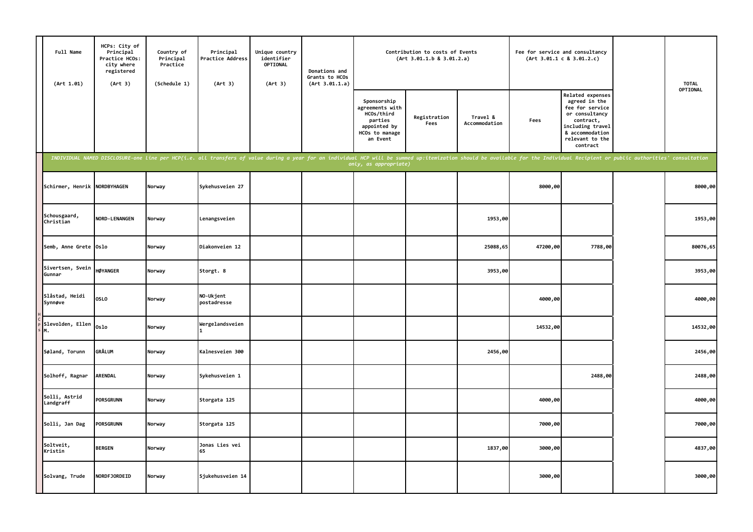| Full Name (Art 1.01) | HCPs: City of Principal Practice HCOs: city where registered (Art 3) | Country of Principal Practice (Schedule 1) | Principal Practice Address (Art 3) | Unique country identifier OPTIONAL (Art 3) | Donations and Grants to HCOs (Art 3.01.1.a) | Contribution to costs of Events (Art 3.01.1.b & 3.01.2.a) | | | Fee for service and consultancy (Art 3.01.1 c & 3.01.2.c) | | | TOTAL OPTIONAL |
|---|---|---|---|---|---|---|---|---|---|---|---|---|
| | | | | | | Sponsorship agreements with HCOs/third parties appointed by HCOs to manage an Event | Registration Fees | Travel & Accommodation | Fees | Related expenses agreed in the fee for service or consultancy contract, including travel & accommodation relevant to the contract | | |
| *INDIVIDUAL NAMED DISCLOSURE-one line per HCP(i.e. all transfers of value during a year for an individual HCP will be summed up:itemization should be available for the Individual Recipient or public authorities' consultation only, as appropriate)* | | | | | | | | | | | | |
| Schirmer, Henrik | NORDBYHAGEN | Norway | Sykehusveien 27 | | | | | | 8000,00 | | | 8000,00 |
| Schousgaard, Christian | NORD-LENANGEN | Norway | Lenangsveien | | | | | 1953,00 | | | | 1953,00 |
| Semb, Anne Grete | Oslo | Norway | Diakonveien 12 | | | | | 25088,65 | 47200,00 | 7788,00 | | 80076,65 |
| Sivertsen, Svein Gunnar | HØYANGER | Norway | Storgt. 8 | | | | | 3953,00 | | | | 3953,00 |
| Slåstad, Heidi Synnøve | OSLO | Norway | NO-Ukjent postadresse | | | | | | 4000,00 | | | 4000,00 |
| Slevolden, Ellen M. | Oslo | Norway | Wergelandsveien 1 | | | | | | 14532,00 | | | 14532,00 |
| Søland, Torunn | GRÅLUM | Norway | Kalnesveien 300 | | | | | 2456,00 | | | | 2456,00 |
| Solhoff, Ragnar | ARENDAL | Norway | Sykehusveien 1 | | | | | | | 2488,00 | | 2488,00 |
| Solli, Astrid Landgraff | PORSGRUNN | Norway | Storgata 125 | | | | | | 4000,00 | | | 4000,00 |
| Solli, Jan Dag | PORSGRUNN | Norway | Storgata 125 | | | | | | 7000,00 | | | 7000,00 |
| Soltveit, Kristin | BERGEN | Norway | Jonas Lies vei 65 | | | | | 1837,00 | 3000,00 | | | 4837,00 |
| Solvang, Trude | NORDFJORDEID | Norway | Sjukehusveien 14 | | | | | | 3000,00 | | | 3000,00 |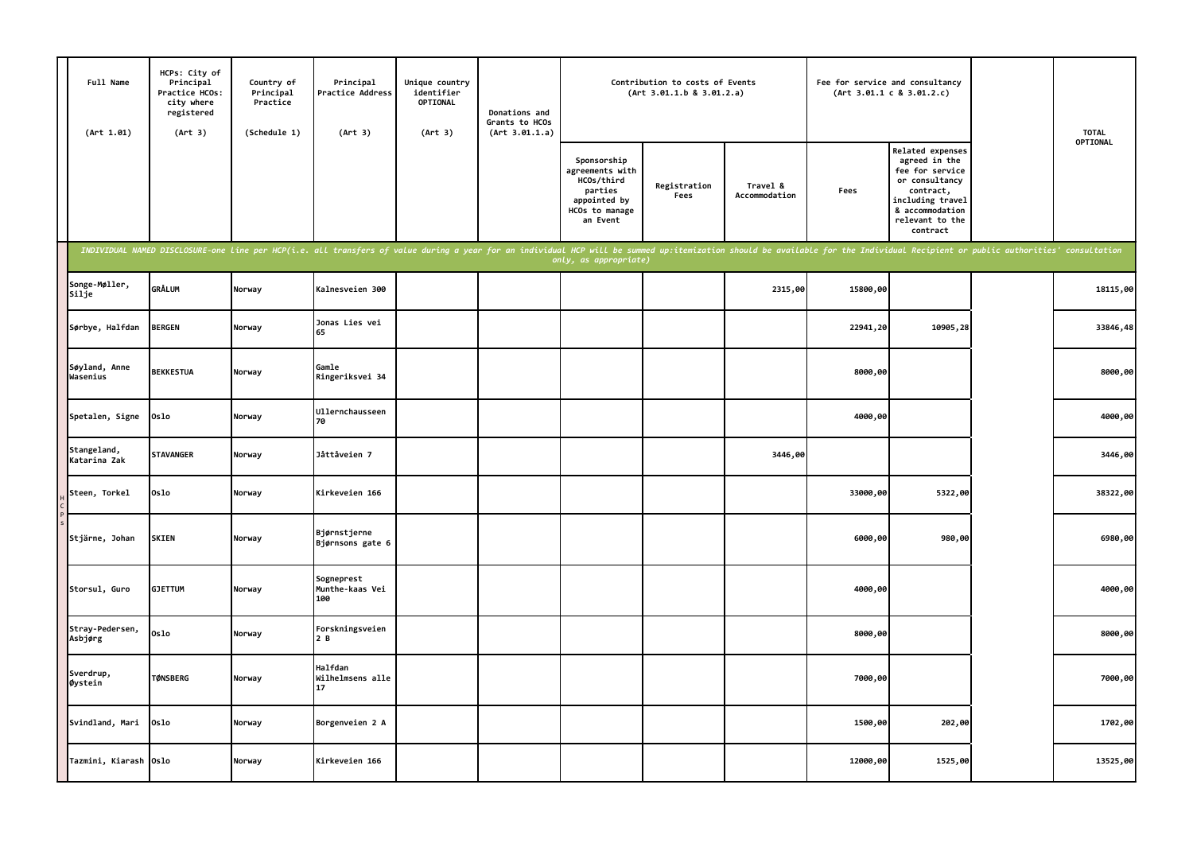| Full Name (Art 1.01) | HCPs: City of Principal Practice HCOs: city where registered (Art 3) | Country of Principal Practice (Schedule 1) | Principal Practice Address (Art 3) | Unique country identifier OPTIONAL (Art 3) | Donations and Grants to HCOs (Art 3.01.1.a) | Contribution to costs of Events (Art 3.01.1.b & 3.01.2.a) | | | Fee for service and consultancy (Art 3.01.1 c & 3.01.2.c) | | | TOTAL OPTIONAL |
|---|---|---|---|---|---|---|---|---|---|---|---|---|
| | | | | | | Sponsorship agreements with HCOs/third parties appointed by HCOs to manage an Event | Registration Fees | Travel & Accommodation | Fees | Related expenses agreed in the fee for service or consultancy contract, including travel & accommodation relevant to the contract | | |
| *INDIVIDUAL NAMED DISCLOSURE-one line per HCP(i.e. all transfers of value during a year for an individual HCP will be summed up:itemization should be available for the Individual Recipient or public authorities' consultation only, as appropriate)* | | | | | | | | | | | | |
| Songe-Møller, Silje | GRÅLUM | Norway | Kalnesveien 300 | | | | | 2315,00 | 15800,00 | | | 18115,00 |
| Sørbye, Halfdan | BERGEN | Norway | Jonas Lies vei 65 | | | | | | 22941,20 | 10905,28 | | 33846,48 |
| Søyland, Anne Wasenius | BEKKESTUA | Norway | Gamle Ringeriksvei 34 | | | | | | 8000,00 | | | 8000,00 |
| Spetalen, Signe | Oslo | Norway | Ullernchausseen 70 | | | | | | 4000,00 | | | 4000,00 |
| Stangeland, Katarina Zak | STAVANGER | Norway | Jåttåveien 7 | | | | | 3446,00 | | | | 3446,00 |
| Steen, Torkel | Oslo | Norway | Kirkeveien 166 | | | | | | 33000,00 | 5322,00 | | 38322,00 |
| Stjärne, Johan | SKIEN | Norway | Bjørnstjerne Bjørnsons gate 6 | | | | | | 6000,00 | 980,00 | | 6980,00 |
| Storsul, Guro | GJETTUM | Norway | Sogneprest Munthe-kaas Vei 100 | | | | | | 4000,00 | | | 4000,00 |
| Stray-Pedersen, Asbjørg | Oslo | Norway | Forskningsveien 2 B | | | | | | 8000,00 | | | 8000,00 |
| Sverdrup, Øystein | TØNSBERG | Norway | Halfdan Wilhelmsens alle 17 | | | | | | 7000,00 | | | 7000,00 |
| Svindland, Mari | Oslo | Norway | Borgenveien 2 A | | | | | | 1500,00 | 202,00 | | 1702,00 |
| Tazmini, Kiarash | Oslo | Norway | Kirkeveien 166 | | | | | | 12000,00 | 1525,00 | | 13525,00 |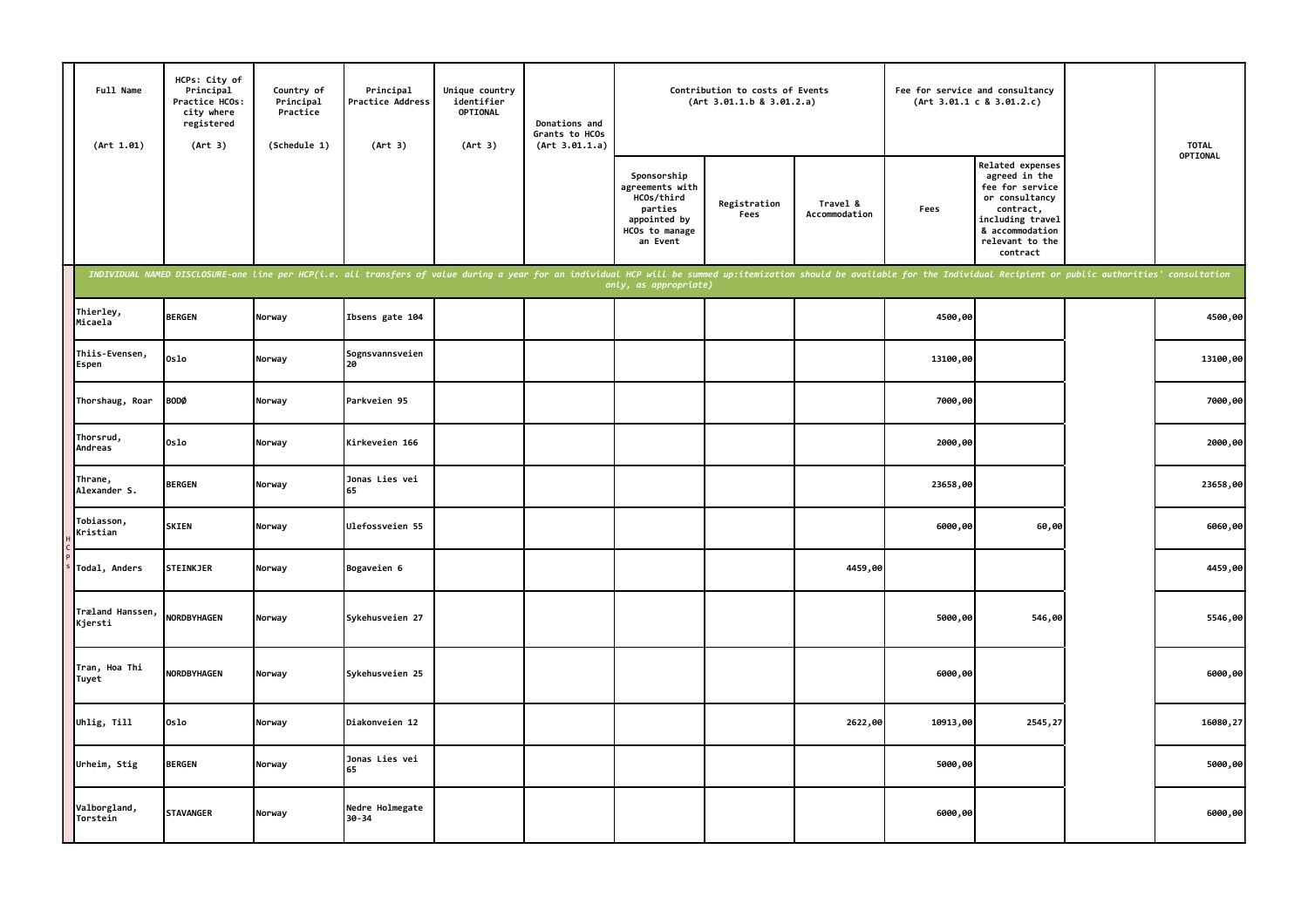| Full Name (Art 1.01) | HCPs: City of Principal Practice HCOs: city where registered (Art 3) | Country of Principal Practice (Schedule 1) | Principal Practice Address (Art 3) | Unique country identifier OPTIONAL (Art 3) | Donations and Grants to HCOs (Art 3.01.1.a) | Contribution to costs of Events (Art 3.01.1.b & 3.01.2.a) | | | Fee for service and consultancy (Art 3.01.1 c & 3.01.2.c) | | | TOTAL OPTIONAL |
|---|---|---|---|---|---|---|---|---|---|---|---|---|
| | | | | | | Sponsorship agreements with HCOs/third parties appointed by HCOs to manage an Event | Registration Fees | Travel & Accommodation | Fees | Related expenses agreed in the fee for service or consultancy contract, including travel & accommodation relevant to the contract | | |
| *INDIVIDUAL NAMED DISCLOSURE-one line per HCP(i.e. all transfers of value during a year for an individual HCP will be summed up:itemization should be available for the Individual Recipient or public authorities' consultation only, as appropriate)* | | | | | | | | | | | | |
| Thierley, Micaela | BERGEN | Norway | Ibsens gate 104 | | | | | | 4500,00 | | | 4500,00 |
| Thiis-Evensen, Espen | Oslo | Norway | Sognsvannsveien 20 | | | | | | 13100,00 | | | 13100,00 |
| Thorshaug, Roar | BODØ | Norway | Parkveien 95 | | | | | | 7000,00 | | | 7000,00 |
| Thorsrud, Andreas | Oslo | Norway | Kirkeveien 166 | | | | | | 2000,00 | | | 2000,00 |
| Thrane, Alexander S. | BERGEN | Norway | Jonas Lies vei 65 | | | | | | 23658,00 | | | 23658,00 |
| Tobiasson, Kristian | SKIEN | Norway | Ulefossveien 55 | | | | | | 6000,00 | 60,00 | | 6060,00 |
| Todal, Anders | STEINKJER | Norway | Bogaveien 6 | | | | | 4459,00 | | | | 4459,00 |
| Træland Hanssen, Kjersti | NORDBYHAGEN | Norway | Sykehusveien 27 | | | | | | 5000,00 | 546,00 | | 5546,00 |
| Tran, Hoa Thi Tuyet | NORDBYHAGEN | Norway | Sykehusveien 25 | | | | | | 6000,00 | | | 6000,00 |
| Uhlig, Till | Oslo | Norway | Diakonveien 12 | | | | | 2622,00 | 10913,00 | 2545,27 | | 16080,27 |
| Urheim, Stig | BERGEN | Norway | Jonas Lies vei 65 | | | | | | 5000,00 | | | 5000,00 |
| Valborgland, Torstein | STAVANGER | Norway | Nedre Holmegate 30-34 | | | | | | 6000,00 | | | 6000,00 |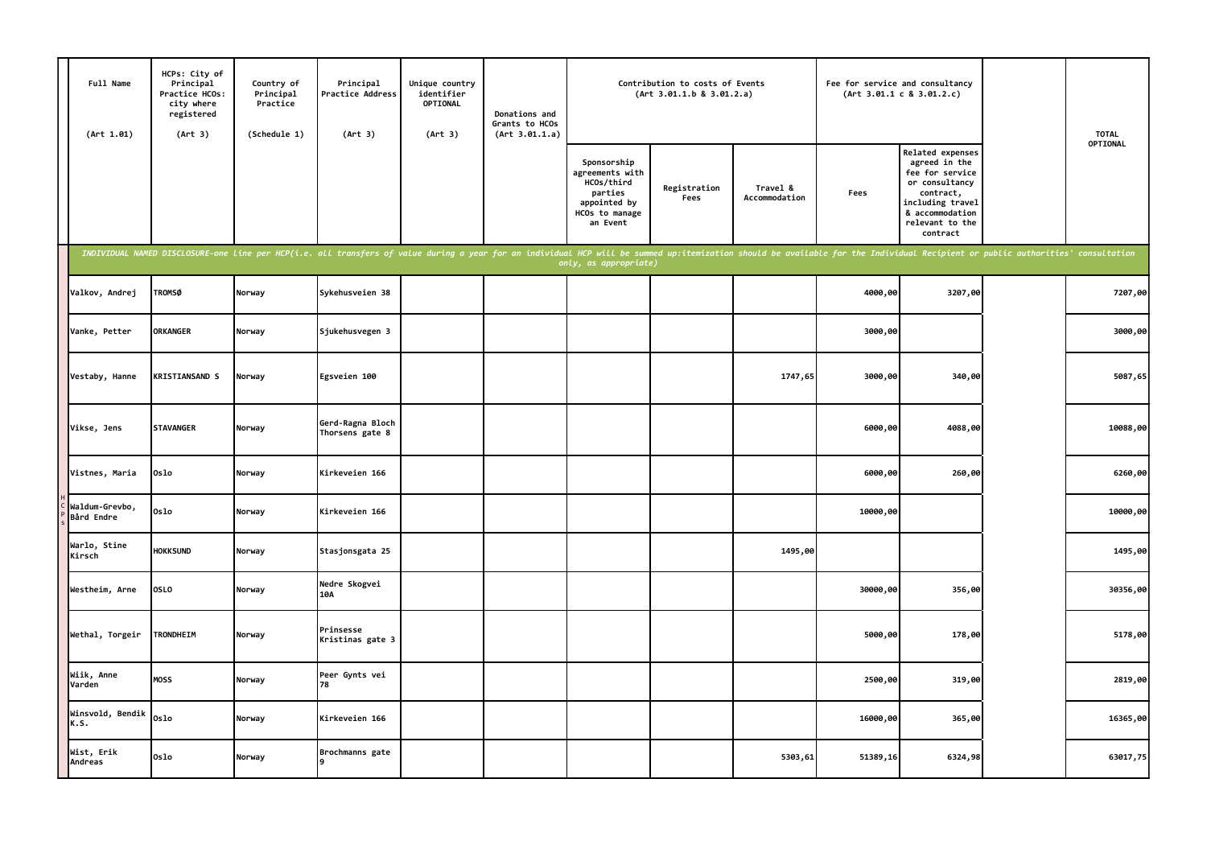| Full Name (Art 1.01) | HCPs: City of Principal Practice HCOs: city where registered (Art 3) | Country of Principal Practice (Schedule 1) | Principal Practice Address (Art 3) | Unique country identifier OPTIONAL (Art 3) | Donations and Grants to HCOs (Art 3.01.1.a) | Contribution to costs of Events (Art 3.01.1.b & 3.01.2.a) | | | Fee for service and consultancy (Art 3.01.1 c & 3.01.2.c) | | | TOTAL OPTIONAL |
|---|---|---|---|---|---|---|---|---|---|---|---|---|
| | | | | | | Sponsorship agreements with HCOs/third parties appointed by HCOs to manage an Event | Registration Fees | Travel & Accommodation | Fees | Related expenses agreed in the fee for service or consultancy contract, including travel & accommodation relevant to the contract | | |
| *INDIVIDUAL NAMED DISCLOSURE-one line per HCP(i.e. all transfers of value during a year for an individual HCP will be summed up:itemization should be available for the Individual Recipient or public authorities' consultation only, as appropriate)* | | | | | | | | | | | | |
| Valkov, Andrej | TROMSØ | Norway | Sykehusveien 38 | | | | | | 4000,00 | 3207,00 | | 7207,00 |
| Vanke, Petter | ORKANGER | Norway | Sjukehusvegen 3 | | | | | | 3000,00 | | | 3000,00 |
| Vestaby, Hanne | KRISTIANSAND S | Norway | Egsveien 100 | | | | | 1747,65 | 3000,00 | 340,00 | | 5087,65 |
| Vikse, Jens | STAVANGER | Norway | Gerd-Ragna Bloch Thorsens gate 8 | | | | | | 6000,00 | 4088,00 | | 10088,00 |
| Vistnes, Maria | Oslo | Norway | Kirkeveien 166 | | | | | | 6000,00 | 260,00 | | 6260,00 |
| Waldum-Grevbo, Bård Endre | Oslo | Norway | Kirkeveien 166 | | | | | | 10000,00 | | | 10000,00 |
| Warlo, Stine Kirsch | HOKKSUND | Norway | Stasjonsgata 25 | | | | | 1495,00 | | | | 1495,00 |
| Westheim, Arne | OSLO | Norway | Nedre Skogvei 10A | | | | | | 30000,00 | 356,00 | | 30356,00 |
| Wethal, Torgeir | TRONDHEIM | Norway | Prinsesse Kristinas gate 3 | | | | | | 5000,00 | 178,00 | | 5178,00 |
| Wiik, Anne Varden | MOSS | Norway | Peer Gynts vei 78 | | | | | | 2500,00 | 319,00 | | 2819,00 |
| Winsvold, Bendik K.S. | Oslo | Norway | Kirkeveien 166 | | | | | | 16000,00 | 365,00 | | 16365,00 |
| Wist, Erik Andreas | Oslo | Norway | Brochmanns gate 9 | | | | | 5303,61 | 51389,16 | 6324,98 | | 63017,75 |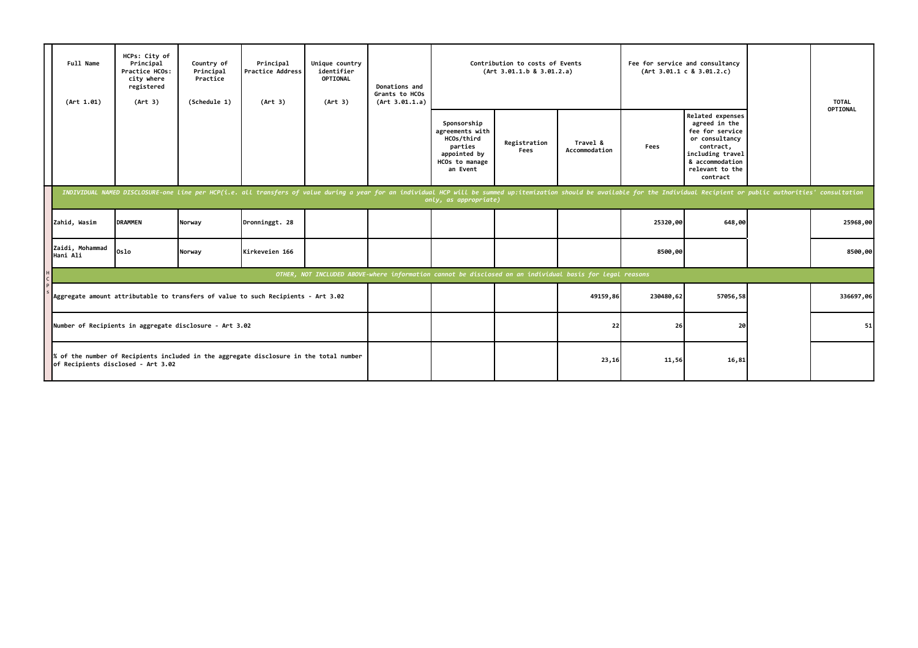| Full Name (Art 1.01) | HCPs: City of Principal Practice HCOs: city where registered (Art 3) | Country of Principal Practice (Schedule 1) | Principal Practice Address (Art 3) | Unique country identifier OPTIONAL (Art 3) | Donations and Grants to HCOs (Art 3.01.1.a) | Contribution to costs of Events (Art 3.01.1.b & 3.01.2.a) | | | Fee for service and consultancy (Art 3.01.1 c & 3.01.2.c) | | | TOTAL OPTIONAL |
|---|---|---|---|---|---|---|---|---|---|---|---|---|
| | | | | | | Sponsorship agreements with HCOs/third parties appointed by HCOs to manage an Event | Registration Fees | Travel & Accommodation | Fees | Related expenses agreed in the fee for service or consultancy contract, including travel & accommodation relevant to the contract | | |
| *INDIVIDUAL NAMED DISCLOSURE-one line per HCP(i.e. all transfers of value during a year for an individual HCP will be summed up:itemization should be available for the Individual Recipient or public authorities' consultation only, as appropriate)* | | | | | | | | | | | | |
| Zahid, Wasim | DRAMMEN | Norway | Dronninggt. 28 | | | | | | 25320,00 | 648,00 | | 25968,00 |
| Zaidi, Mohammad Hani Ali | Oslo | Norway | Kirkeveien 166 | | | | | | 8500,00 | | | 8500,00 |
| *OTHER, NOT INCLUDED ABOVE-where information cannot be disclosed on an individual basis for legal reasons* | | | | | | | | | | | | |
| Aggregate amount attributable to transfers of value to such Recipients - Art 3.02 | | | | | | | | 49159,86 | 230480,62 | 57056,58 | | 336697,06 |
| Number of Recipients in aggregate disclosure - Art 3.02 | | | | | | | | 22 | 26 | 20 | | 51 |
| % of the number of Recipients included in the aggregate disclosure in the total number of Recipients disclosed - Art 3.02 | | | | | | | | 23,16 | 11,56 | 16,81 | | |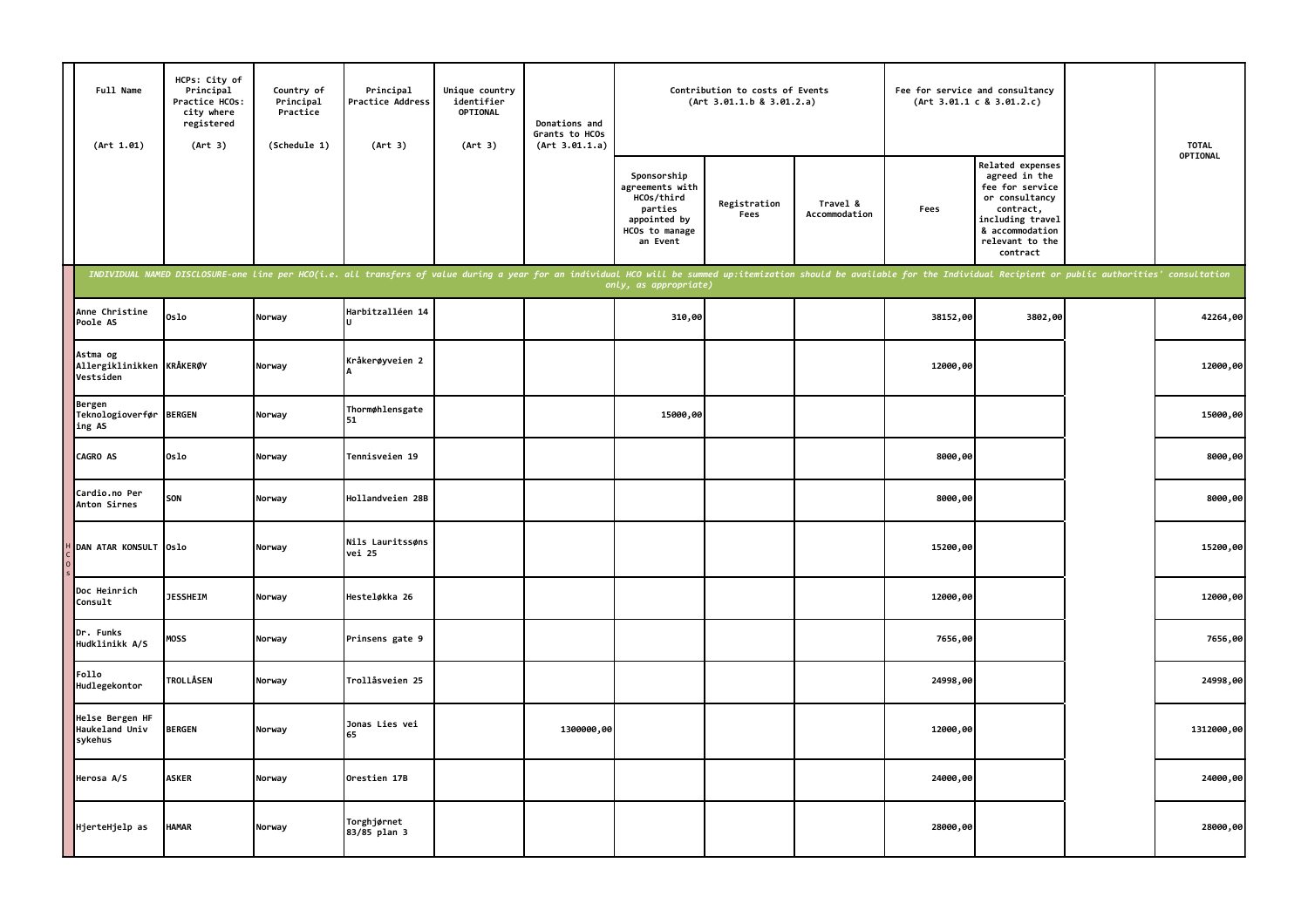| Full Name (Art 1.01) | HCPs: City of Principal Practice HCOs: city where registered (Art 3) | Country of Principal Practice (Schedule 1) | Principal Practice Address (Art 3) | Unique country identifier OPTIONAL (Art 3) | Donations and Grants to HCOs (Art 3.01.1.a) | Contribution to costs of Events (Art 3.01.1.b & 3.01.2.a) | | | Fee for service and consultancy (Art 3.01.1 c & 3.01.2.c) | | | TOTAL OPTIONAL |
|---|---|---|---|---|---|---|---|---|---|---|---|---|
| | | | | | | Sponsorship agreements with HCOs/third parties appointed by HCOs to manage an Event | Registration Fees | Travel & Accommodation | Fees | Related expenses agreed in the fee for service or consultancy contract, including travel & accommodation relevant to the contract | | |
| *INDIVIDUAL NAMED DISCLOSURE-one line per HCO(i.e. all transfers of value during a year for an individual HCO will be summed up:itemization should be available for the Individual Recipient or public authorities' consultation only, as appropriate)* | | | | | | | | | | | | |
| Anne Christine Poole AS | Oslo | Norway | Harbitzalléen 14 U | | | 310,00 | | | 38152,00 | 3802,00 | | 42264,00 |
| Astma og Allergiklinikken Vestsiden | KRÅKERØY | Norway | Kråkerøyveien 2 A | | | | | | 12000,00 | | | 12000,00 |
| Bergen Teknologioverføring AS | BERGEN | Norway | Thormøhlensgate 51 | | | 15000,00 | | | | | | 15000,00 |
| CAGRO AS | Oslo | Norway | Tennisveien 19 | | | | | | 8000,00 | | | 8000,00 |
| Cardio.no Per Anton Sirnes | SON | Norway | Hollandveien 28B | | | | | | 8000,00 | | | 8000,00 |
| DAN ATAR KONSULT | Oslo | Norway | Nils Lauritssøns vei 25 | | | | | | 15200,00 | | | 15200,00 |
| Doc Heinrich Consult | JESSHEIM | Norway | Hesteløkka 26 | | | | | | 12000,00 | | | 12000,00 |
| Dr. Funks Hudklinikk A/S | MOSS | Norway | Prinsens gate 9 | | | | | | 7656,00 | | | 7656,00 |
| Follo Hudlegekontor | TROLLÅSEN | Norway | Trollåsveien 25 | | | | | | 24998,00 | | | 24998,00 |
| Helse Bergen HF Haukeland Univ sykehus | BERGEN | Norway | Jonas Lies vei 65 | | 1300000,00 | | | | 12000,00 | | | 1312000,00 |
| Herosa A/S | ASKER | Norway | Orestien 17B | | | | | | 24000,00 | | | 24000,00 |
| HjerteHjelp as | HAMAR | Norway | Torghjørnet 83/85 plan 3 | | | | | | 28000,00 | | | 28000,00 |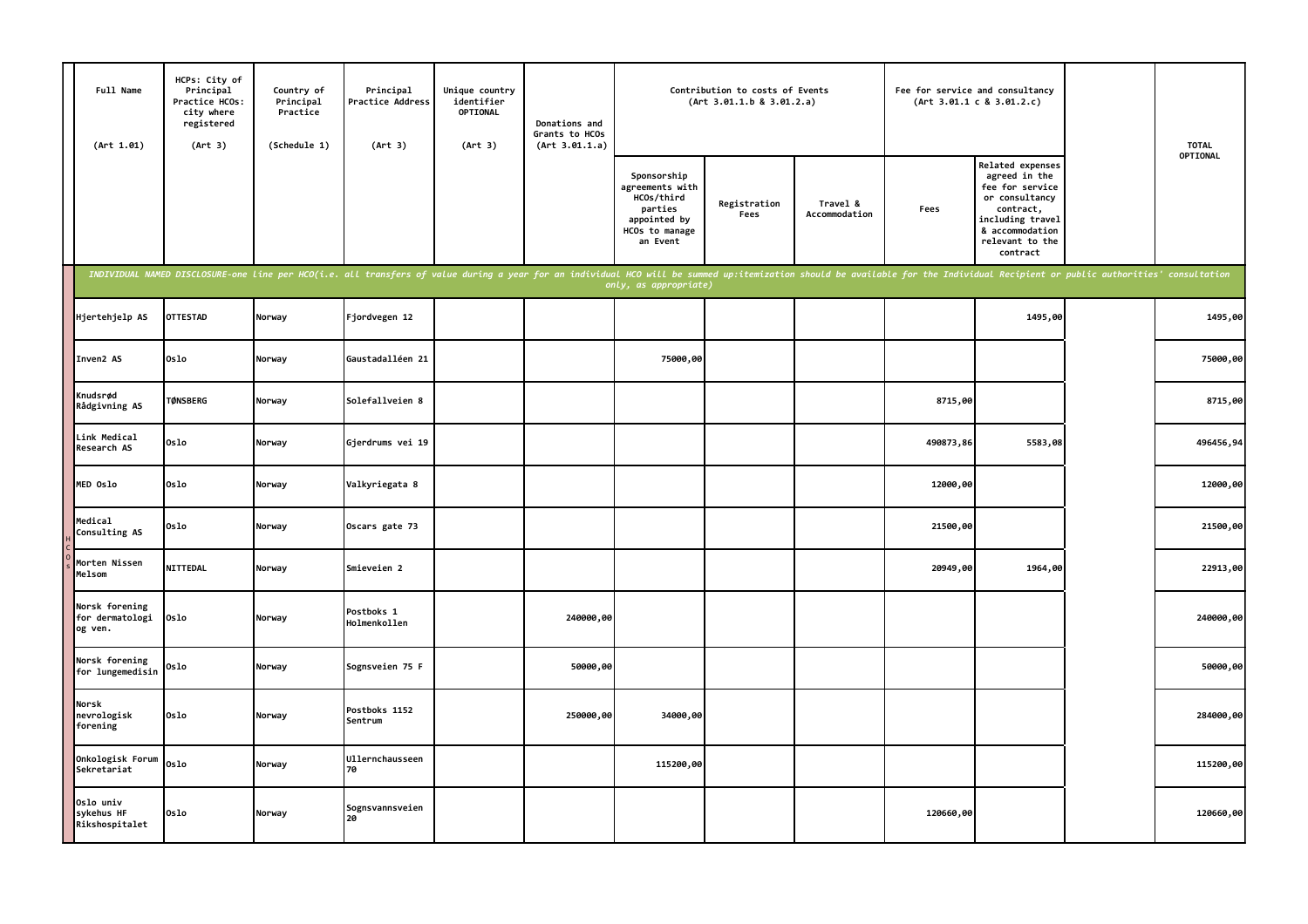| Full Name (Art 1.01) | HCPs: City of Principal Practice HCOs: city where registered (Art 3) | Country of Principal Practice (Schedule 1) | Principal Practice Address (Art 3) | Unique country identifier OPTIONAL (Art 3) | Donations and Grants to HCOs (Art 3.01.1.a) | Contribution to costs of Events (Art 3.01.1.b & 3.01.2.a) | | | Fee for service and consultancy (Art 3.01.1 c & 3.01.2.c) | | | TOTAL OPTIONAL |
|---|---|---|---|---|---|---|---|---|---|---|---|---|
| | | | | | | Sponsorship agreements with HCOs/third parties appointed by HCOs to manage an Event | Registration Fees | Travel & Accommodation | Fees | Related expenses agreed in the fee for service or consultancy contract, including travel & accommodation relevant to the contract | | |
| *INDIVIDUAL NAMED DISCLOSURE-one line per HCO(i.e. all transfers of value during a year for an individual HCO will be summed up:itemization should be available for the Individual Recipient or public authorities' consultation only, as appropriate)* | | | | | | | | | | | | |
| Hjertehjelp AS | OTTESTAD | Norway | Fjordvegen 12 | | | | | | | 1495,00 | | 1495,00 |
| Inven2 AS | Oslo | Norway | Gaustadalléen 21 | | | 75000,00 | | | | | | 75000,00 |
| Knudsrød Rådgivning AS | TØNSBERG | Norway | Solefallveien 8 | | | | | | 8715,00 | | | 8715,00 |
| Link Medical Research AS | Oslo | Norway | Gjerdrums vei 19 | | | | | | 490873,86 | 5583,08 | | 496456,94 |
| MED Oslo | Oslo | Norway | Valkyriegata 8 | | | | | | 12000,00 | | | 12000,00 |
| Medical Consulting AS | Oslo | Norway | Oscars gate 73 | | | | | | 21500,00 | | | 21500,00 |
| Morten Nissen Melsom | NITTEDAL | Norway | Smieveien 2 | | | | | | 20949,00 | 1964,00 | | 22913,00 |
| Norsk forening for dermatologi og ven. | Oslo | Norway | Postboks 1 Holmenkollen | | 240000,00 | | | | | | | 240000,00 |
| Norsk forening for lungemedisin | Oslo | Norway | Sognsveien 75 F | | 50000,00 | | | | | | | 50000,00 |
| Norsk nevrologisk forening | Oslo | Norway | Postboks 1152 Sentrum | | 250000,00 | 34000,00 | | | | | | 284000,00 |
| Onkologisk Forum Sekretariat | Oslo | Norway | Ullernchausseen 70 | | | 115200,00 | | | | | | 115200,00 |
| Oslo univ sykehus HF Rikshospitalet | Oslo | Norway | Sognsvannsveien 20 | | | | | | 120660,00 | | | 120660,00 |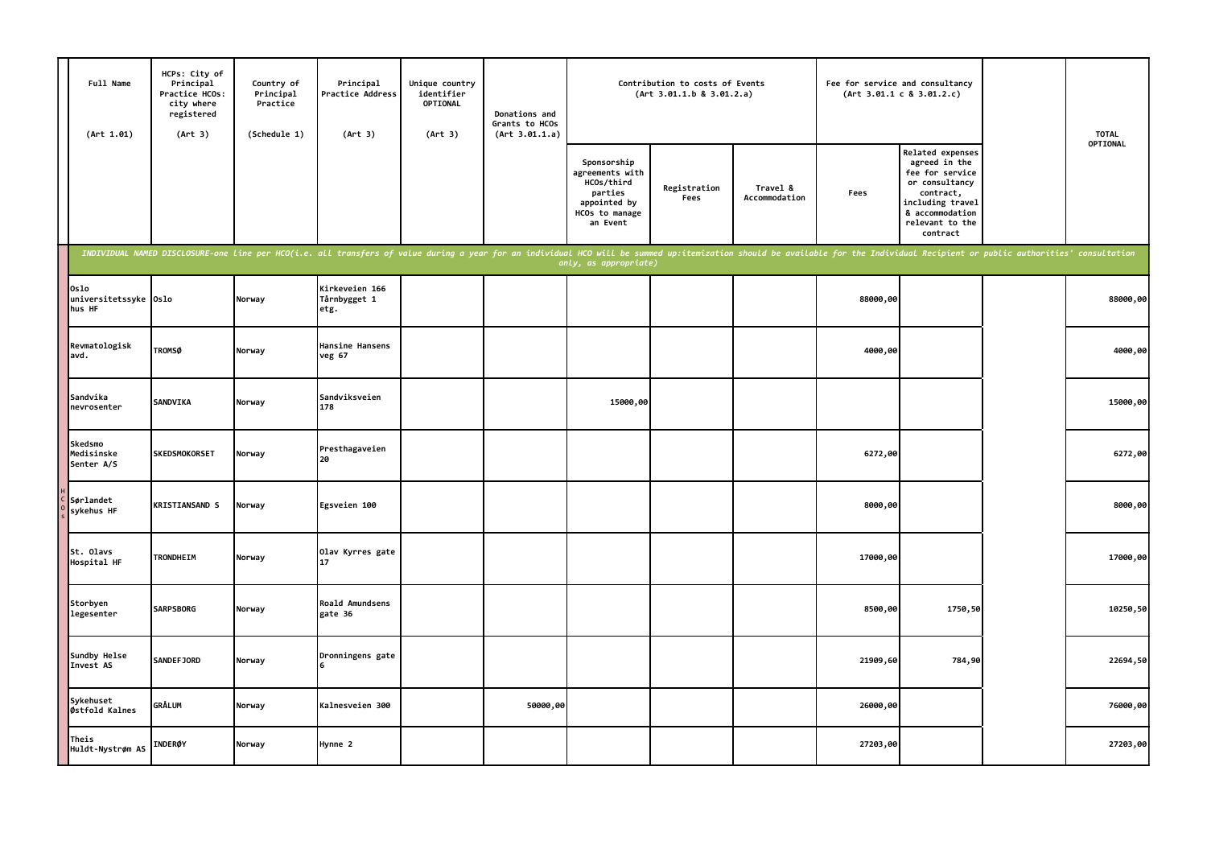| Full Name (Art 1.01) | HCPs: City of Principal Practice HCOs: city where registered (Art 3) | Country of Principal Practice (Schedule 1) | Principal Practice Address (Art 3) | Unique country identifier OPTIONAL (Art 3) | Donations and Grants to HCOs (Art 3.01.1.a) | Contribution to costs of Events (Art 3.01.1.b & 3.01.2.a) | | | Fee for service and consultancy (Art 3.01.1 c & 3.01.2.c) | | | TOTAL OPTIONAL |
|---|---|---|---|---|---|---|---|---|---|---|---|---|
| | | | | | | Sponsorship agreements with HCOs/third parties appointed by HCOs to manage an Event | Registration Fees | Travel & Accommodation | Fees | Related expenses agreed in the fee for service or consultancy contract, including travel & accommodation relevant to the contract | | |
| *INDIVIDUAL NAMED DISCLOSURE-one line per HCO(i.e. all transfers of value during a year for an individual HCO will be summed up:itemization should be available for the Individual Recipient or public authorities' consultation only, as appropriate)* | | | | | | | | | | | | |
| Oslo universitetssykehus HF | Oslo | Norway | Kirkeveien 166 Tårnbygget 1 etg. | | | | | | 88000,00 | | | 88000,00 |
| Revmatologisk avd. | TROMSØ | Norway | Hansine Hansens veg 67 | | | | | | 4000,00 | | | 4000,00 |
| Sandvika nevrosenter | SANDVIKA | Norway | Sandviksveien 178 | | | 15000,00 | | | | | | 15000,00 |
| Skedsmo Medisinske Senter A/S | SKEDSMOKORSET | Norway | Presthagaveien 20 | | | | | | 6272,00 | | | 6272,00 |
| Sørlandet sykehus HF | KRISTIANSAND S | Norway | Egsveien 100 | | | | | | 8000,00 | | | 8000,00 |
| St. Olavs Hospital HF | TRONDHEIM | Norway | Olav Kyrres gate 17 | | | | | | 17000,00 | | | 17000,00 |
| Storbyen legesenter | SARPSBORG | Norway | Roald Amundsens gate 36 | | | | | | 8500,00 | 1750,50 | | 10250,50 |
| Sundby Helse Invest AS | SANDEFJORD | Norway | Dronningens gate 6 | | | | | | 21909,60 | 784,90 | | 22694,50 |
| Sykehuset Østfold Kalnes | GRÅLUM | Norway | Kalnesveien 300 | | 50000,00 | | | | 26000,00 | | | 76000,00 |
| Theis Huldt-Nystrøm AS | INDERØY | Norway | Hynne 2 | | | | | | 27203,00 | | | 27203,00 |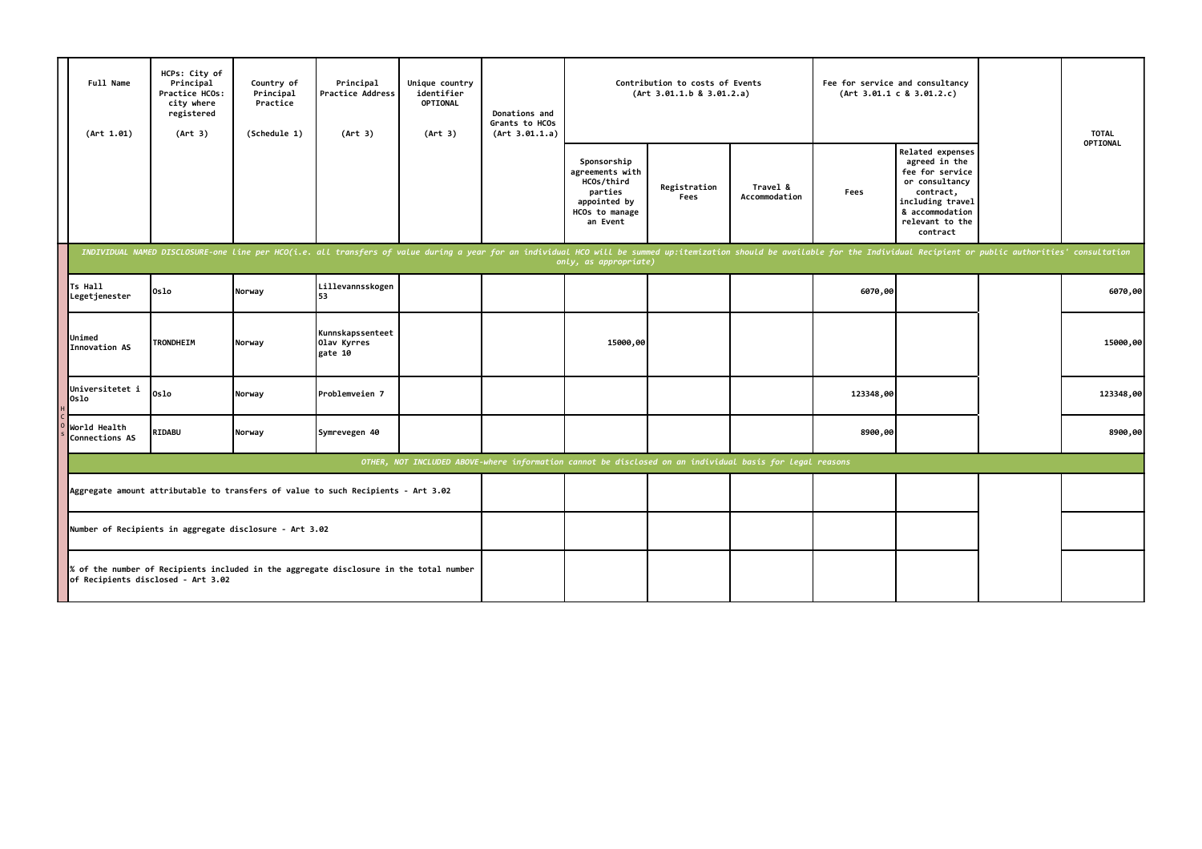| Full Name (Art 1.01) | HCPs: City of Principal Practice HCOs: city where registered (Art 3) | Country of Principal Practice (Schedule 1) | Principal Practice Address (Art 3) | Unique country identifier OPTIONAL (Art 3) | Donations and Grants to HCOs (Art 3.01.1.a) | Contribution to costs of Events (Art 3.01.1.b & 3.01.2.a) | | | Fee for service and consultancy (Art 3.01.1 c & 3.01.2.c) | | | TOTAL OPTIONAL |
|---|---|---|---|---|---|---|---|---|---|---|---|---|
| | | | | | | Sponsorship agreements with HCOs/third parties appointed by HCOs to manage an Event | Registration Fees | Travel & Accommodation | Fees | Related expenses agreed in the fee for service or consultancy contract, including travel & accommodation relevant to the contract | | |
| *INDIVIDUAL NAMED DISCLOSURE-one line per HCO(i.e. all transfers of value during a year for an individual HCO will be summed up:itemization should be available for the Individual Recipient or public authorities' consultation only, as appropriate)* | | | | | | | | | | | | |
| Ts Hall Legetjenester | Oslo | Norway | Lillevannsskogen 53 | | | | | | 6070,00 | | | 6070,00 |
| Unimed Innovation AS | TRONDHEIM | Norway | Kunnskapssenteet Olav Kyrres gate 10 | | | 15000,00 | | | | | | 15000,00 |
| Universitetet i Oslo | Oslo | Norway | Problemveien 7 | | | | | | 123348,00 | | | 123348,00 |
| World Health Connections AS | RIDABU | Norway | Symrevegen 40 | | | | | | 8900,00 | | | 8900,00 |
| *OTHER, NOT INCLUDED ABOVE-where information cannot be disclosed on an individual basis for legal reasons* | | | | | | | | | | | | |
| Aggregate amount attributable to transfers of value to such Recipients - Art 3.02 | | | | | | | | | | | | |
| Number of Recipients in aggregate disclosure - Art 3.02 | | | | | | | | | | | | |
| % of the number of Recipients included in the aggregate disclosure in the total number of Recipients disclosed - Art 3.02 | | | | | | | | | | | | |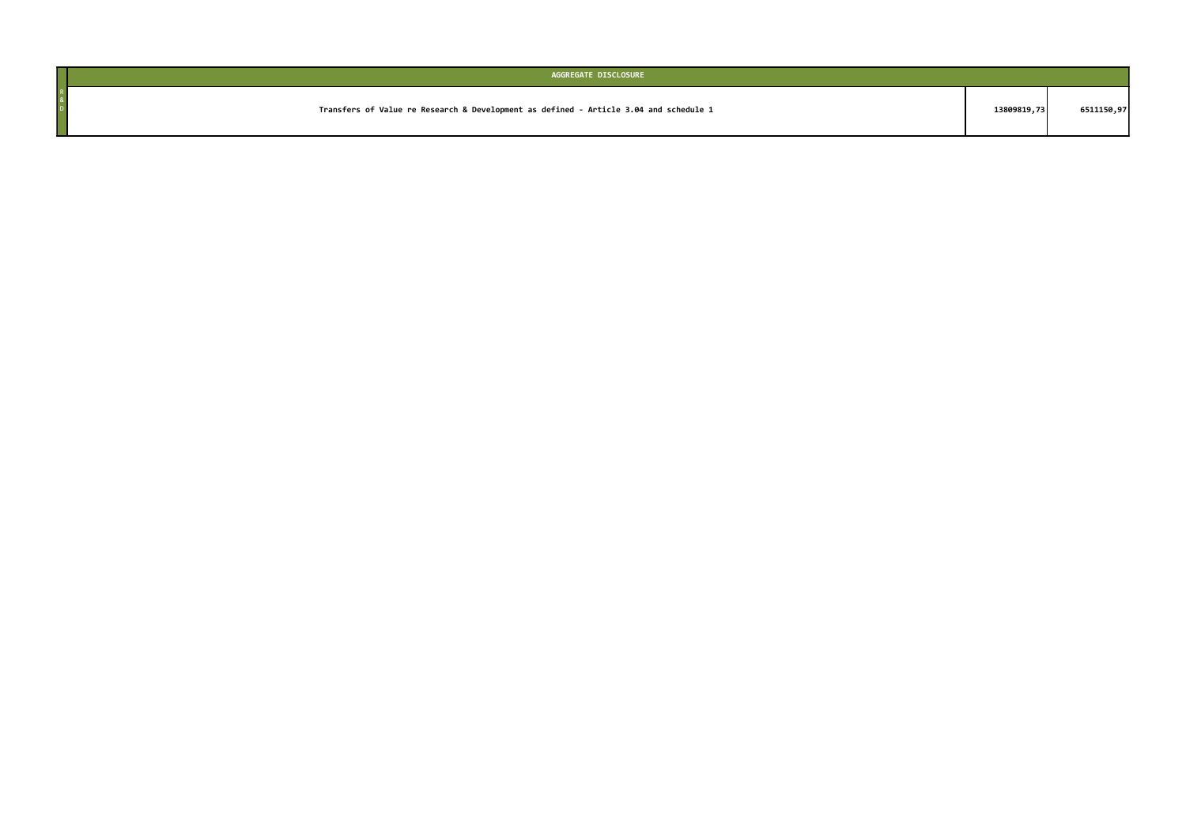| | | | |
|---|---|---|---|
| | AGGREGATE DISCLOSURE | | |
| R & D | Transfers of Value re Research & Development as defined - Article 3.04 and schedule 1 | 13809819,73 | 6511150,97 |